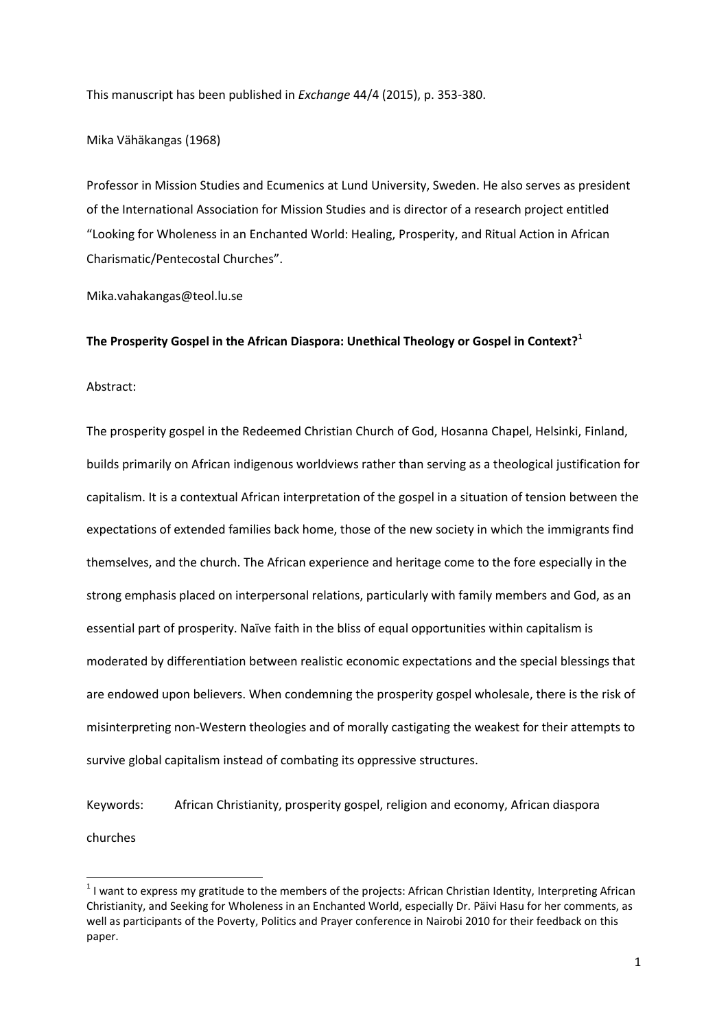This manuscript has been published in *Exchange* 44/4 (2015), p. 353-380.

Mika Vähäkangas (1968)

Professor in Mission Studies and Ecumenics at Lund University, Sweden. He also serves as president of the International Association for Mission Studies and is director of a research project entitled "Looking for Wholeness in an Enchanted World: Healing, Prosperity, and Ritual Action in African Charismatic/Pentecostal Churches".

Mika.vahakangas@teol.lu.se

**The Prosperity Gospel in the African Diaspora: Unethical Theology or Gospel in Context?**[1]

Abstract:

The prosperity gospel in the Redeemed Christian Church of God, Hosanna Chapel, Helsinki, Finland, builds primarily on African indigenous worldviews rather than serving as a theological justification for capitalism. It is a contextual African interpretation of the gospel in a situation of tension between the expectations of extended families back home, those of the new society in which the immigrants find themselves, and the church. The African experience and heritage come to the fore especially in the strong emphasis placed on interpersonal relations, particularly with family members and God, as an essential part of prosperity. Naïve faith in the bliss of equal opportunities within capitalism is moderated by differentiation between realistic economic expectations and the special blessings that are endowed upon believers. When condemning the prosperity gospel wholesale, there is the risk of misinterpreting non-Western theologies and of morally castigating the weakest for their attempts to survive global capitalism instead of combating its oppressive structures.

Keywords: African Christianity, prosperity gospel, religion and economy, African diaspora churches

[1] I want to express my gratitude to the members of the projects: African Christian Identity, Interpreting African Christianity, and Seeking for Wholeness in an Enchanted World, especially Dr. Päivi Hasu for her comments, as well as participants of the Poverty, Politics and Prayer conference in Nairobi 2010 for their feedback on this paper.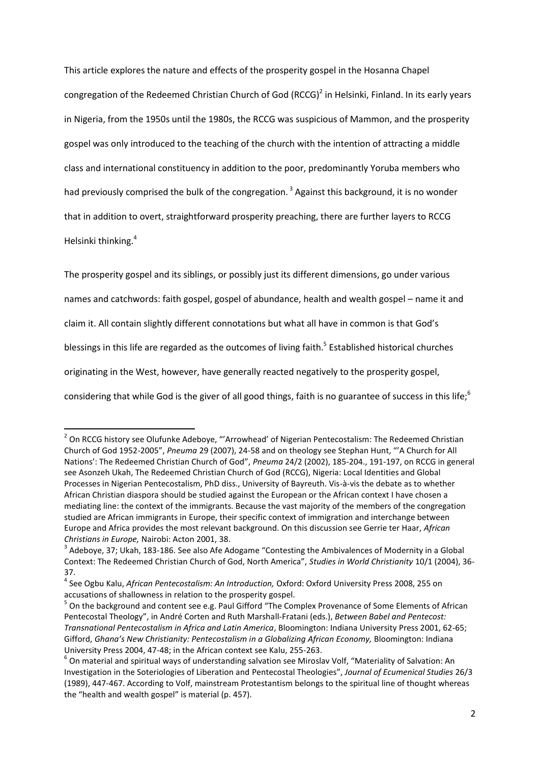This article explores the nature and effects of the prosperity gospel in the Hosanna Chapel congregation of the Redeemed Christian Church of God (RCCG)[2] in Helsinki, Finland. In its early years in Nigeria, from the 1950s until the 1980s, the RCCG was suspicious of Mammon, and the prosperity gospel was only introduced to the teaching of the church with the intention of attracting a middle class and international constituency in addition to the poor, predominantly Yoruba members who had previously comprised the bulk of the congregation. [3] Against this background, it is no wonder that in addition to overt, straightforward prosperity preaching, there are further layers to RCCG Helsinki thinking.[4]

The prosperity gospel and its siblings, or possibly just its different dimensions, go under various names and catchwords: faith gospel, gospel of abundance, health and wealth gospel – name it and claim it. All contain slightly different connotations but what all have in common is that God's blessings in this life are regarded as the outcomes of living faith.[5] Established historical churches originating in the West, however, have generally reacted negatively to the prosperity gospel, considering that while God is the giver of all good things, faith is no guarantee of success in this life;[6]

---

[2] On RCCG history see Olufunke Adeboye, "'Arrowhead' of Nigerian Pentecostalism: The Redeemed Christian Church of God 1952-2005", *Pneuma* 29 (2007), 24-58 and on theology see Stephan Hunt, "'A Church for All Nations': The Redeemed Christian Church of God", *Pneuma* 24/2 (2002), 185-204., 191-197, on RCCG in general see Asonzeh Ukah, The Redeemed Christian Church of God (RCCG), Nigeria: Local Identities and Global Processes in Nigerian Pentecostalism, PhD diss., University of Bayreuth. Vis-à-vis the debate as to whether African Christian diaspora should be studied against the European or the African context I have chosen a mediating line: the context of the immigrants. Because the vast majority of the members of the congregation studied are African immigrants in Europe, their specific context of immigration and interchange between Europe and Africa provides the most relevant background. On this discussion see Gerrie ter Haar, *African Christians in Europe,* Nairobi: Acton 2001, 38.

[3] Adeboye, 37; Ukah, 183-186. See also Afe Adogame "Contesting the Ambivalences of Modernity in a Global Context: The Redeemed Christian Church of God, North America", *Studies in World Christianity* 10/1 (2004), 36-37.

[4] See Ogbu Kalu, *African Pentecostalism: An Introduction,* Oxford: Oxford University Press 2008, 255 on accusations of shallowness in relation to the prosperity gospel.

[5] On the background and content see e.g. Paul Gifford "The Complex Provenance of Some Elements of African Pentecostal Theology", in André Corten and Ruth Marshall-Fratani (eds.), *Between Babel and Pentecost: Transnational Pentecostalism in Africa and Latin America*, Bloomington: Indiana University Press 2001, 62-65; Gifford, *Ghana's New Christianity: Pentecostalism in a Globalizing African Economy,* Bloomington: Indiana University Press 2004, 47-48; in the African context see Kalu, 255-263.

[6] On material and spiritual ways of understanding salvation see Miroslav Volf, "Materiality of Salvation: An Investigation in the Soteriologies of Liberation and Pentecostal Theologies", *Journal of Ecumenical Studies* 26/3 (1989), 447-467. According to Volf, mainstream Protestantism belongs to the spiritual line of thought whereas the "health and wealth gospel" is material (p. 457).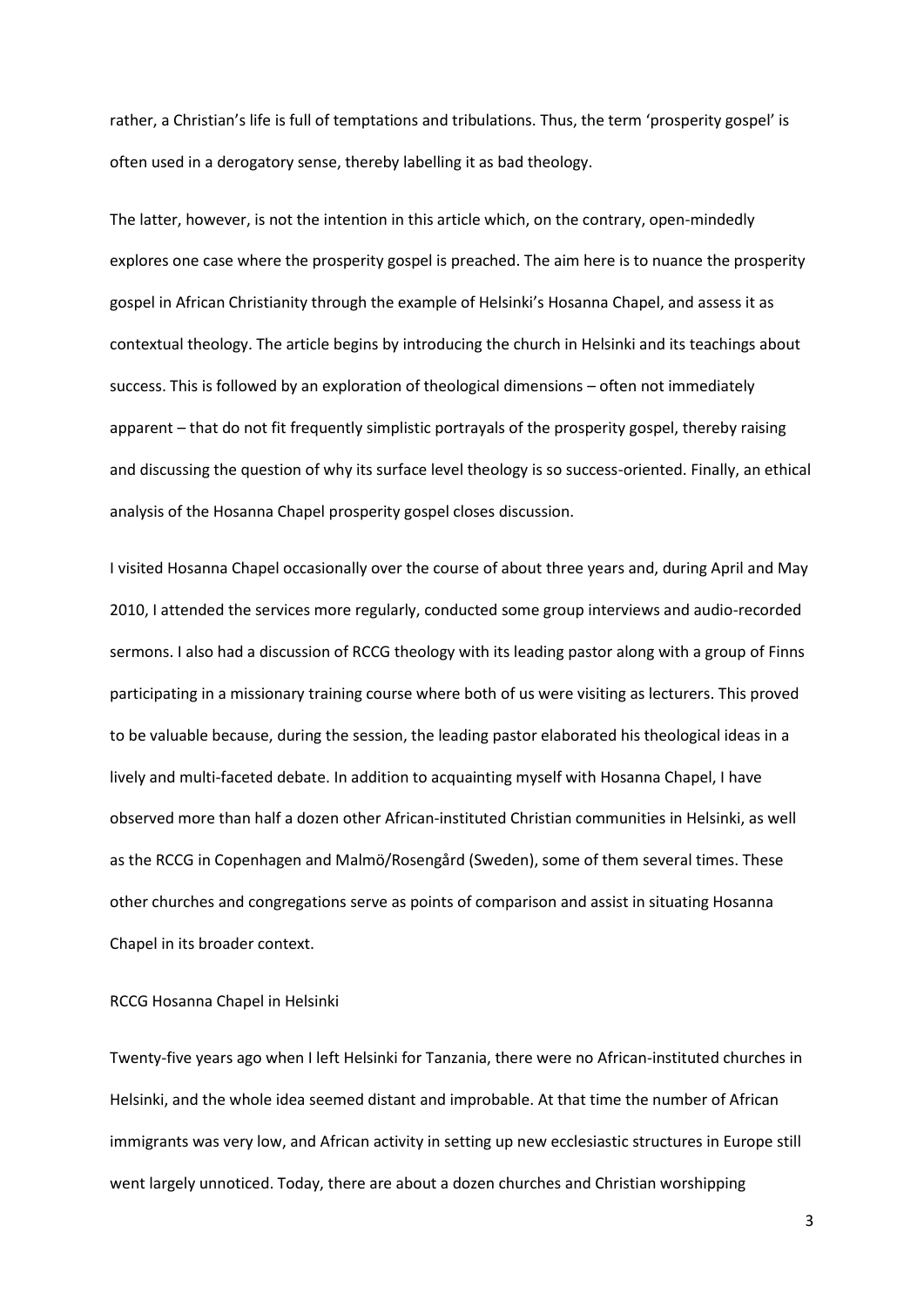rather, a Christian's life is full of temptations and tribulations. Thus, the term 'prosperity gospel' is often used in a derogatory sense, thereby labelling it as bad theology.

The latter, however, is not the intention in this article which, on the contrary, open-mindedly explores one case where the prosperity gospel is preached. The aim here is to nuance the prosperity gospel in African Christianity through the example of Helsinki's Hosanna Chapel, and assess it as contextual theology. The article begins by introducing the church in Helsinki and its teachings about success. This is followed by an exploration of theological dimensions – often not immediately apparent – that do not fit frequently simplistic portrayals of the prosperity gospel, thereby raising and discussing the question of why its surface level theology is so success-oriented. Finally, an ethical analysis of the Hosanna Chapel prosperity gospel closes discussion.

I visited Hosanna Chapel occasionally over the course of about three years and, during April and May 2010, I attended the services more regularly, conducted some group interviews and audio-recorded sermons. I also had a discussion of RCCG theology with its leading pastor along with a group of Finns participating in a missionary training course where both of us were visiting as lecturers. This proved to be valuable because, during the session, the leading pastor elaborated his theological ideas in a lively and multi-faceted debate. In addition to acquainting myself with Hosanna Chapel, I have observed more than half a dozen other African-instituted Christian communities in Helsinki, as well as the RCCG in Copenhagen and Malmö/Rosengård (Sweden), some of them several times. These other churches and congregations serve as points of comparison and assist in situating Hosanna Chapel in its broader context.

## RCCG Hosanna Chapel in Helsinki

Twenty-five years ago when I left Helsinki for Tanzania, there were no African-instituted churches in Helsinki, and the whole idea seemed distant and improbable. At that time the number of African immigrants was very low, and African activity in setting up new ecclesiastic structures in Europe still went largely unnoticed. Today, there are about a dozen churches and Christian worshipping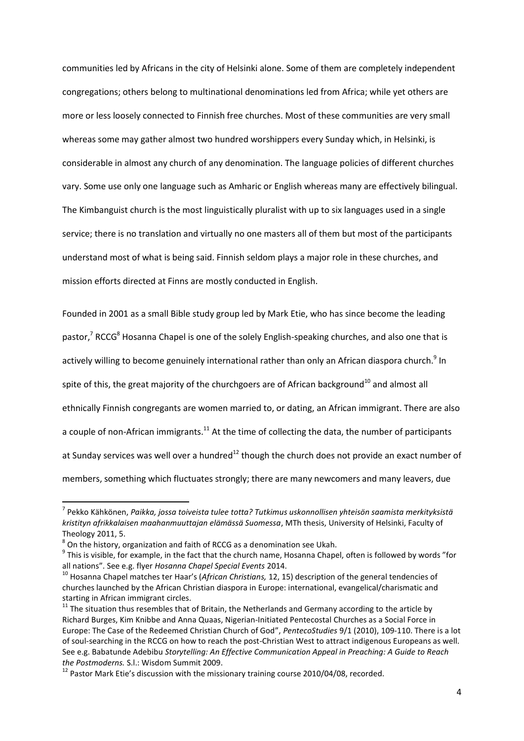communities led by Africans in the city of Helsinki alone. Some of them are completely independent congregations; others belong to multinational denominations led from Africa; while yet others are more or less loosely connected to Finnish free churches. Most of these communities are very small whereas some may gather almost two hundred worshippers every Sunday which, in Helsinki, is considerable in almost any church of any denomination. The language policies of different churches vary. Some use only one language such as Amharic or English whereas many are effectively bilingual. The Kimbanguist church is the most linguistically pluralist with up to six languages used in a single service; there is no translation and virtually no one masters all of them but most of the participants understand most of what is being said. Finnish seldom plays a major role in these churches, and mission efforts directed at Finns are mostly conducted in English.

Founded in 2001 as a small Bible study group led by Mark Etie, who has since become the leading pastor,[7] RCCG[8] Hosanna Chapel is one of the solely English-speaking churches, and also one that is actively willing to become genuinely international rather than only an African diaspora church.[9] In spite of this, the great majority of the churchgoers are of African background[10] and almost all ethnically Finnish congregants are women married to, or dating, an African immigrant. There are also a couple of non-African immigrants.[11] At the time of collecting the data, the number of participants at Sunday services was well over a hundred[12] though the church does not provide an exact number of members, something which fluctuates strongly; there are many newcomers and many leavers, due

---

[7] Pekko Kähkönen, *Paikka, jossa toiveista tulee totta? Tutkimus uskonnollisen yhteisön saamista merkityksistä kristityn afrikkalaisen maahanmuuttajan elämässä Suomessa*, MTh thesis, University of Helsinki, Faculty of Theology 2011, 5.

[8] On the history, organization and faith of RCCG as a denomination see Ukah.

[9] This is visible, for example, in the fact that the church name, Hosanna Chapel, often is followed by words "for all nations". See e.g. flyer *Hosanna Chapel Special Events* 2014.

[10] Hosanna Chapel matches ter Haar's (*African Christians,* 12, 15) description of the general tendencies of churches launched by the African Christian diaspora in Europe: international, evangelical/charismatic and starting in African immigrant circles.

[11] The situation thus resembles that of Britain, the Netherlands and Germany according to the article by Richard Burges, Kim Knibbe and Anna Quaas, Nigerian-Initiated Pentecostal Churches as a Social Force in Europe: The Case of the Redeemed Christian Church of God", *PentecoStudies* 9/1 (2010), 109-110. There is a lot of soul-searching in the RCCG on how to reach the post-Christian West to attract indigenous Europeans as well. See e.g. Babatunde Adebibu *Storytelling: An Effective Communication Appeal in Preaching: A Guide to Reach the Postmoderns.* S.l.: Wisdom Summit 2009.

[12] Pastor Mark Etie's discussion with the missionary training course 2010/04/08, recorded.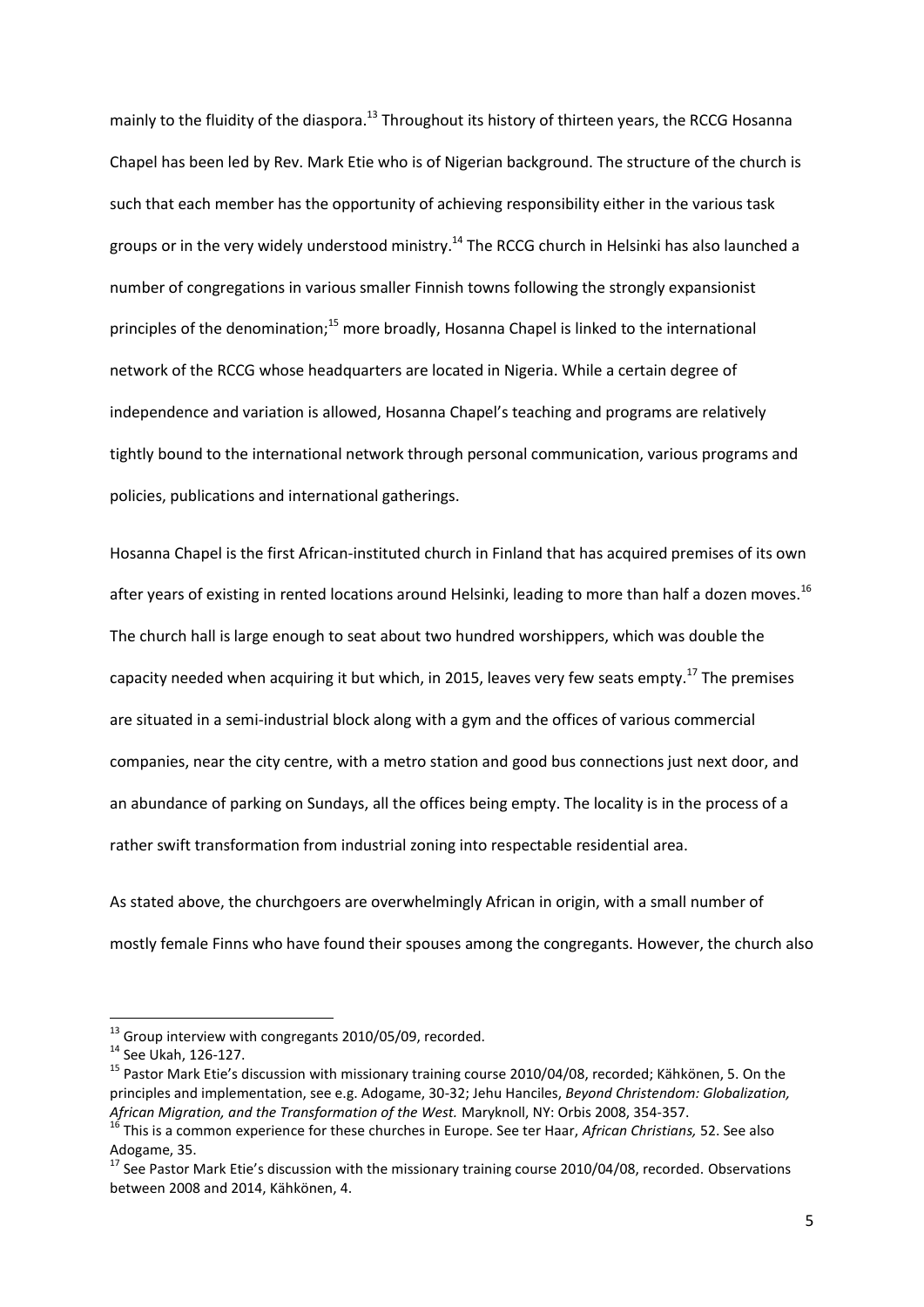mainly to the fluidity of the diaspora.[13] Throughout its history of thirteen years, the RCCG Hosanna Chapel has been led by Rev. Mark Etie who is of Nigerian background. The structure of the church is such that each member has the opportunity of achieving responsibility either in the various task groups or in the very widely understood ministry.[14] The RCCG church in Helsinki has also launched a number of congregations in various smaller Finnish towns following the strongly expansionist principles of the denomination;[15] more broadly, Hosanna Chapel is linked to the international network of the RCCG whose headquarters are located in Nigeria. While a certain degree of independence and variation is allowed, Hosanna Chapel's teaching and programs are relatively tightly bound to the international network through personal communication, various programs and policies, publications and international gatherings.

Hosanna Chapel is the first African-instituted church in Finland that has acquired premises of its own after years of existing in rented locations around Helsinki, leading to more than half a dozen moves.[16] The church hall is large enough to seat about two hundred worshippers, which was double the capacity needed when acquiring it but which, in 2015, leaves very few seats empty.[17] The premises are situated in a semi-industrial block along with a gym and the offices of various commercial companies, near the city centre, with a metro station and good bus connections just next door, and an abundance of parking on Sundays, all the offices being empty. The locality is in the process of a rather swift transformation from industrial zoning into respectable residential area.

As stated above, the churchgoers are overwhelmingly African in origin, with a small number of mostly female Finns who have found their spouses among the congregants. However, the church also

---

[13] Group interview with congregants 2010/05/09, recorded.

[14] See Ukah, 126-127.

[15] Pastor Mark Etie's discussion with missionary training course 2010/04/08, recorded; Kähkönen, 5. On the principles and implementation, see e.g. Adogame, 30-32; Jehu Hanciles, *Beyond Christendom: Globalization, African Migration, and the Transformation of the West.* Maryknoll, NY: Orbis 2008, 354-357.

[16] This is a common experience for these churches in Europe. See ter Haar, *African Christians,* 52. See also Adogame, 35.

[17] See Pastor Mark Etie's discussion with the missionary training course 2010/04/08, recorded. Observations between 2008 and 2014, Kähkönen, 4.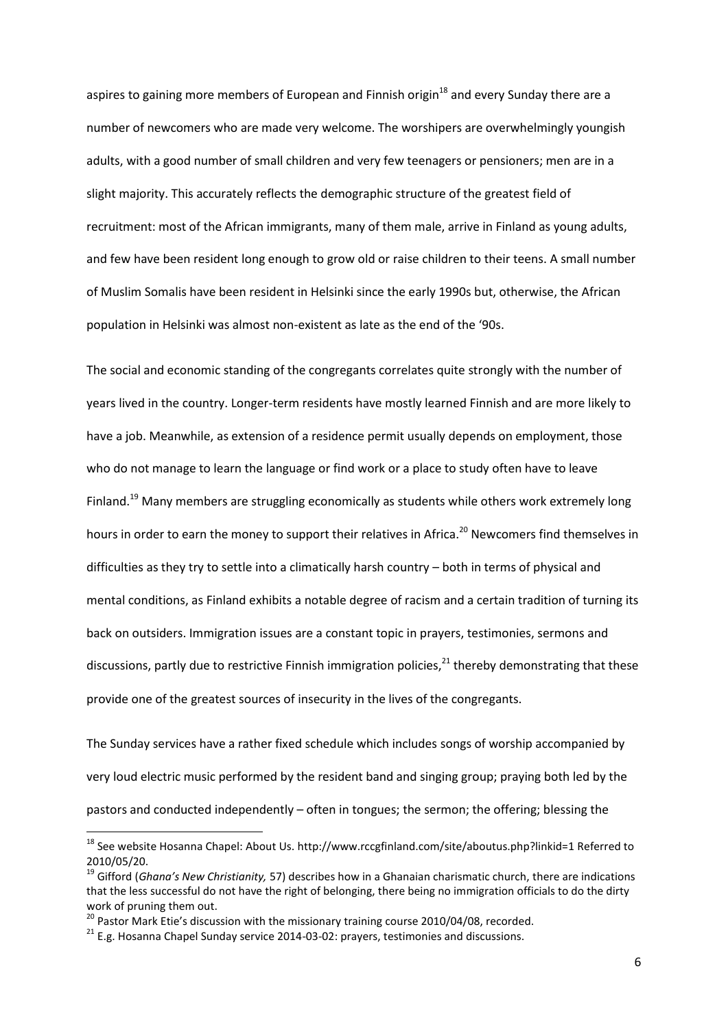aspires to gaining more members of European and Finnish origin[18] and every Sunday there are a number of newcomers who are made very welcome. The worshipers are overwhelmingly youngish adults, with a good number of small children and very few teenagers or pensioners; men are in a slight majority. This accurately reflects the demographic structure of the greatest field of recruitment: most of the African immigrants, many of them male, arrive in Finland as young adults, and few have been resident long enough to grow old or raise children to their teens. A small number of Muslim Somalis have been resident in Helsinki since the early 1990s but, otherwise, the African population in Helsinki was almost non-existent as late as the end of the '90s.

The social and economic standing of the congregants correlates quite strongly with the number of years lived in the country. Longer-term residents have mostly learned Finnish and are more likely to have a job. Meanwhile, as extension of a residence permit usually depends on employment, those who do not manage to learn the language or find work or a place to study often have to leave Finland.[19] Many members are struggling economically as students while others work extremely long hours in order to earn the money to support their relatives in Africa.[20] Newcomers find themselves in difficulties as they try to settle into a climatically harsh country – both in terms of physical and mental conditions, as Finland exhibits a notable degree of racism and a certain tradition of turning its back on outsiders. Immigration issues are a constant topic in prayers, testimonies, sermons and discussions, partly due to restrictive Finnish immigration policies,[21] thereby demonstrating that these provide one of the greatest sources of insecurity in the lives of the congregants.

The Sunday services have a rather fixed schedule which includes songs of worship accompanied by very loud electric music performed by the resident band and singing group; praying both led by the pastors and conducted independently – often in tongues; the sermon; the offering; blessing the

---

[18] See website Hosanna Chapel: About Us. http://www.rccgfinland.com/site/aboutus.php?linkid=1 Referred to 2010/05/20.

[19] Gifford (*Ghana's New Christianity,* 57) describes how in a Ghanaian charismatic church, there are indications that the less successful do not have the right of belonging, there being no immigration officials to do the dirty work of pruning them out.

[20] Pastor Mark Etie's discussion with the missionary training course 2010/04/08, recorded.

[21] E.g. Hosanna Chapel Sunday service 2014-03-02: prayers, testimonies and discussions.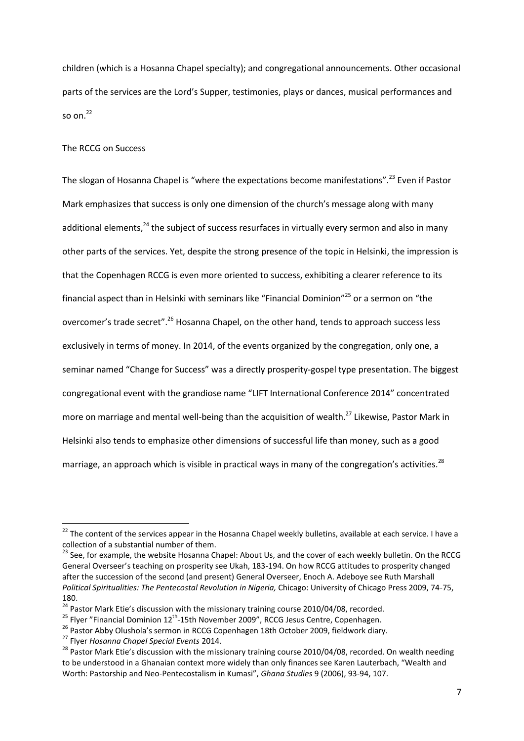children (which is a Hosanna Chapel specialty); and congregational announcements. Other occasional parts of the services are the Lord's Supper, testimonies, plays or dances, musical performances and so on.[22]

## The RCCG on Success

The slogan of Hosanna Chapel is "where the expectations become manifestations".[23] Even if Pastor Mark emphasizes that success is only one dimension of the church's message along with many additional elements,[24] the subject of success resurfaces in virtually every sermon and also in many other parts of the services. Yet, despite the strong presence of the topic in Helsinki, the impression is that the Copenhagen RCCG is even more oriented to success, exhibiting a clearer reference to its financial aspect than in Helsinki with seminars like "Financial Dominion"[25] or a sermon on "the overcomer's trade secret".[26] Hosanna Chapel, on the other hand, tends to approach success less exclusively in terms of money. In 2014, of the events organized by the congregation, only one, a seminar named "Change for Success" was a directly prosperity-gospel type presentation. The biggest congregational event with the grandiose name "LIFT International Conference 2014" concentrated more on marriage and mental well-being than the acquisition of wealth.[27] Likewise, Pastor Mark in Helsinki also tends to emphasize other dimensions of successful life than money, such as a good marriage, an approach which is visible in practical ways in many of the congregation's activities.[28]

---

[22] The content of the services appear in the Hosanna Chapel weekly bulletins, available at each service. I have a collection of a substantial number of them.

[23] See, for example, the website Hosanna Chapel: About Us, and the cover of each weekly bulletin. On the RCCG General Overseer's teaching on prosperity see Ukah, 183-194. On how RCCG attitudes to prosperity changed after the succession of the second (and present) General Overseer, Enoch A. Adeboye see Ruth Marshall *Political Spiritualities: The Pentecostal Revolution in Nigeria,* Chicago: University of Chicago Press 2009, 74-75, 180.

[24] Pastor Mark Etie's discussion with the missionary training course 2010/04/08, recorded.

[25] Flyer "Financial Dominion 12th-15th November 2009", RCCG Jesus Centre, Copenhagen.

[26] Pastor Abby Olushola's sermon in RCCG Copenhagen 18th October 2009, fieldwork diary.

[27] Flyer *Hosanna Chapel Special Events* 2014.

[28] Pastor Mark Etie's discussion with the missionary training course 2010/04/08, recorded. On wealth needing to be understood in a Ghanaian context more widely than only finances see Karen Lauterbach, "Wealth and Worth: Pastorship and Neo-Pentecostalism in Kumasi", *Ghana Studies* 9 (2006), 93-94, 107.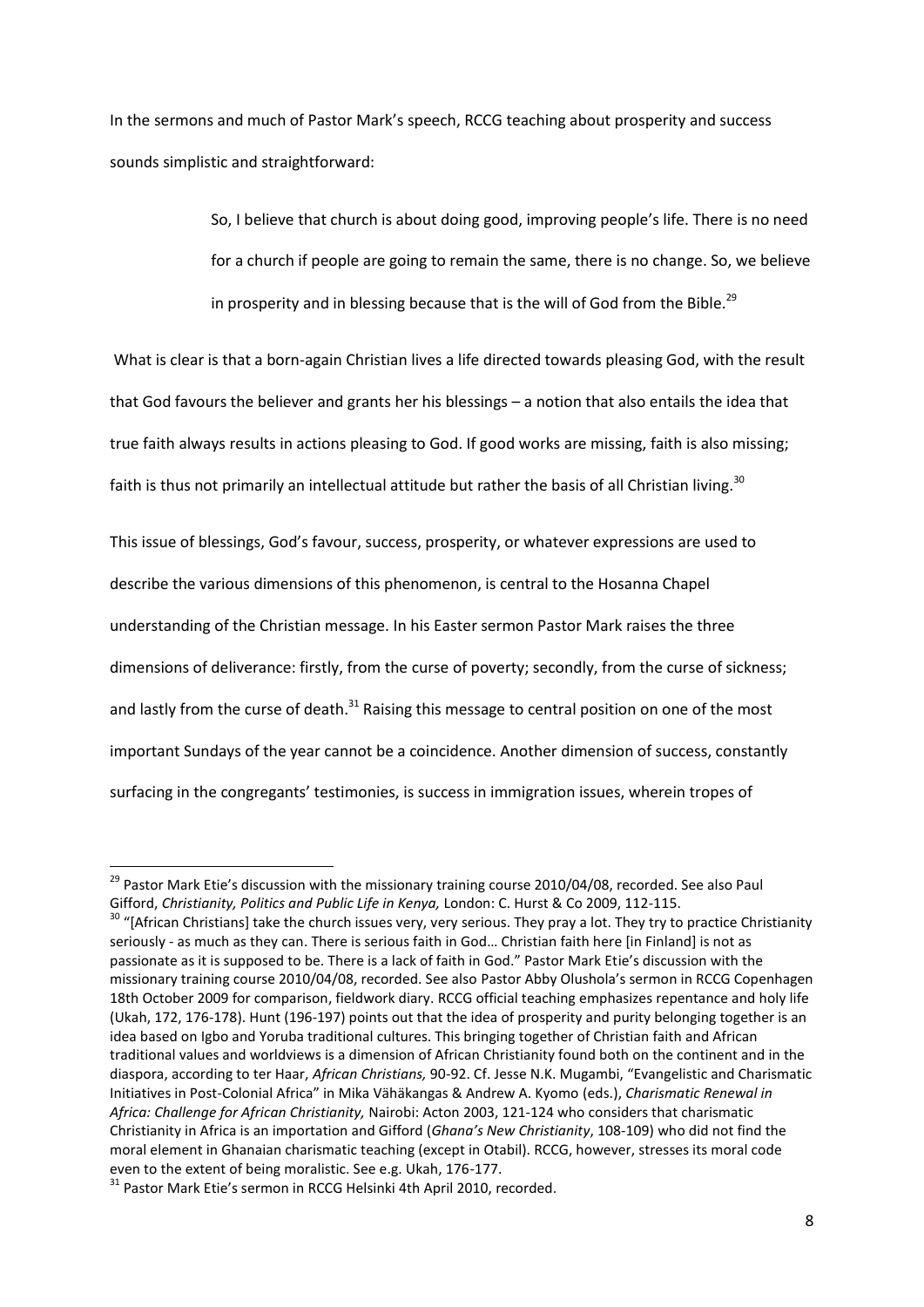In the sermons and much of Pastor Mark's speech, RCCG teaching about prosperity and success sounds simplistic and straightforward:

> So, I believe that church is about doing good, improving people's life. There is no need for a church if people are going to remain the same, there is no change. So, we believe in prosperity and in blessing because that is the will of God from the Bible.[29]

What is clear is that a born-again Christian lives a life directed towards pleasing God, with the result that God favours the believer and grants her his blessings – a notion that also entails the idea that true faith always results in actions pleasing to God. If good works are missing, faith is also missing; faith is thus not primarily an intellectual attitude but rather the basis of all Christian living.[30]

This issue of blessings, God's favour, success, prosperity, or whatever expressions are used to describe the various dimensions of this phenomenon, is central to the Hosanna Chapel understanding of the Christian message. In his Easter sermon Pastor Mark raises the three dimensions of deliverance: firstly, from the curse of poverty; secondly, from the curse of sickness; and lastly from the curse of death.[31] Raising this message to central position on one of the most important Sundays of the year cannot be a coincidence. Another dimension of success, constantly surfacing in the congregants' testimonies, is success in immigration issues, wherein tropes of

---

[29] Pastor Mark Etie's discussion with the missionary training course 2010/04/08, recorded. See also Paul Gifford, *Christianity, Politics and Public Life in Kenya,* London: C. Hurst & Co 2009, 112-115.

[30] "[African Christians] take the church issues very, very serious. They pray a lot. They try to practice Christianity seriously - as much as they can. There is serious faith in God… Christian faith here [in Finland] is not as passionate as it is supposed to be. There is a lack of faith in God." Pastor Mark Etie's discussion with the missionary training course 2010/04/08, recorded. See also Pastor Abby Olushola's sermon in RCCG Copenhagen 18th October 2009 for comparison, fieldwork diary. RCCG official teaching emphasizes repentance and holy life (Ukah, 172, 176-178). Hunt (196-197) points out that the idea of prosperity and purity belonging together is an idea based on Igbo and Yoruba traditional cultures. This bringing together of Christian faith and African traditional values and worldviews is a dimension of African Christianity found both on the continent and in the diaspora, according to ter Haar, *African Christians,* 90-92. Cf. Jesse N.K. Mugambi, "Evangelistic and Charismatic Initiatives in Post-Colonial Africa" in Mika Vähäkangas & Andrew A. Kyomo (eds.), *Charismatic Renewal in Africa: Challenge for African Christianity,* Nairobi: Acton 2003, 121-124 who considers that charismatic Christianity in Africa is an importation and Gifford (*Ghana's New Christianity*, 108-109) who did not find the moral element in Ghanaian charismatic teaching (except in Otabil). RCCG, however, stresses its moral code even to the extent of being moralistic. See e.g. Ukah, 176-177.

[31] Pastor Mark Etie's sermon in RCCG Helsinki 4th April 2010, recorded.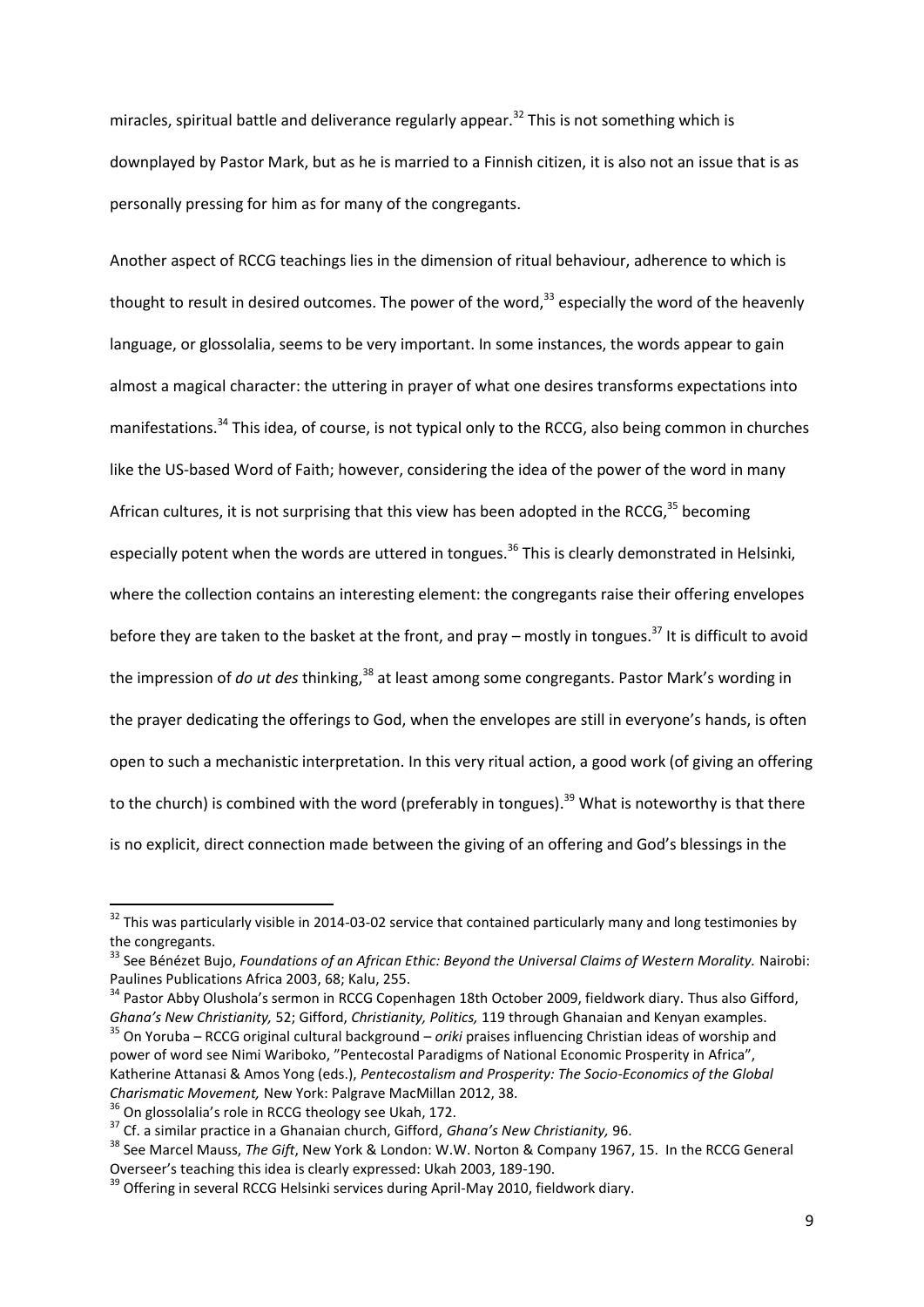miracles, spiritual battle and deliverance regularly appear.[32] This is not something which is downplayed by Pastor Mark, but as he is married to a Finnish citizen, it is also not an issue that is as personally pressing for him as for many of the congregants.

Another aspect of RCCG teachings lies in the dimension of ritual behaviour, adherence to which is thought to result in desired outcomes. The power of the word,[33] especially the word of the heavenly language, or glossolalia, seems to be very important. In some instances, the words appear to gain almost a magical character: the uttering in prayer of what one desires transforms expectations into manifestations.[34] This idea, of course, is not typical only to the RCCG, also being common in churches like the US-based Word of Faith; however, considering the idea of the power of the word in many African cultures, it is not surprising that this view has been adopted in the RCCG,[35] becoming especially potent when the words are uttered in tongues.[36] This is clearly demonstrated in Helsinki, where the collection contains an interesting element: the congregants raise their offering envelopes before they are taken to the basket at the front, and pray – mostly in tongues.[37] It is difficult to avoid the impression of *do ut des* thinking,[38] at least among some congregants. Pastor Mark's wording in the prayer dedicating the offerings to God, when the envelopes are still in everyone's hands, is often open to such a mechanistic interpretation. In this very ritual action, a good work (of giving an offering to the church) is combined with the word (preferably in tongues).[39] What is noteworthy is that there is no explicit, direct connection made between the giving of an offering and God's blessings in the

---

[32] This was particularly visible in 2014-03-02 service that contained particularly many and long testimonies by the congregants.

[33] See Bénézet Bujo, *Foundations of an African Ethic: Beyond the Universal Claims of Western Morality.* Nairobi: Paulines Publications Africa 2003, 68; Kalu, 255.

[34] Pastor Abby Olushola's sermon in RCCG Copenhagen 18th October 2009, fieldwork diary. Thus also Gifford, *Ghana's New Christianity,* 52; Gifford, *Christianity, Politics,* 119 through Ghanaian and Kenyan examples.

[35] On Yoruba – RCCG original cultural background – *oriki* praises influencing Christian ideas of worship and power of word see Nimi Wariboko, "Pentecostal Paradigms of National Economic Prosperity in Africa", Katherine Attanasi & Amos Yong (eds.), *Pentecostalism and Prosperity: The Socio-Economics of the Global Charismatic Movement,* New York: Palgrave MacMillan 2012, 38.

[36] On glossolalia's role in RCCG theology see Ukah, 172.

[37] Cf. a similar practice in a Ghanaian church, Gifford, *Ghana's New Christianity,* 96.

[38] See Marcel Mauss, *The Gift*, New York & London: W.W. Norton & Company 1967, 15. In the RCCG General Overseer's teaching this idea is clearly expressed: Ukah 2003, 189-190.

[39] Offering in several RCCG Helsinki services during April-May 2010, fieldwork diary.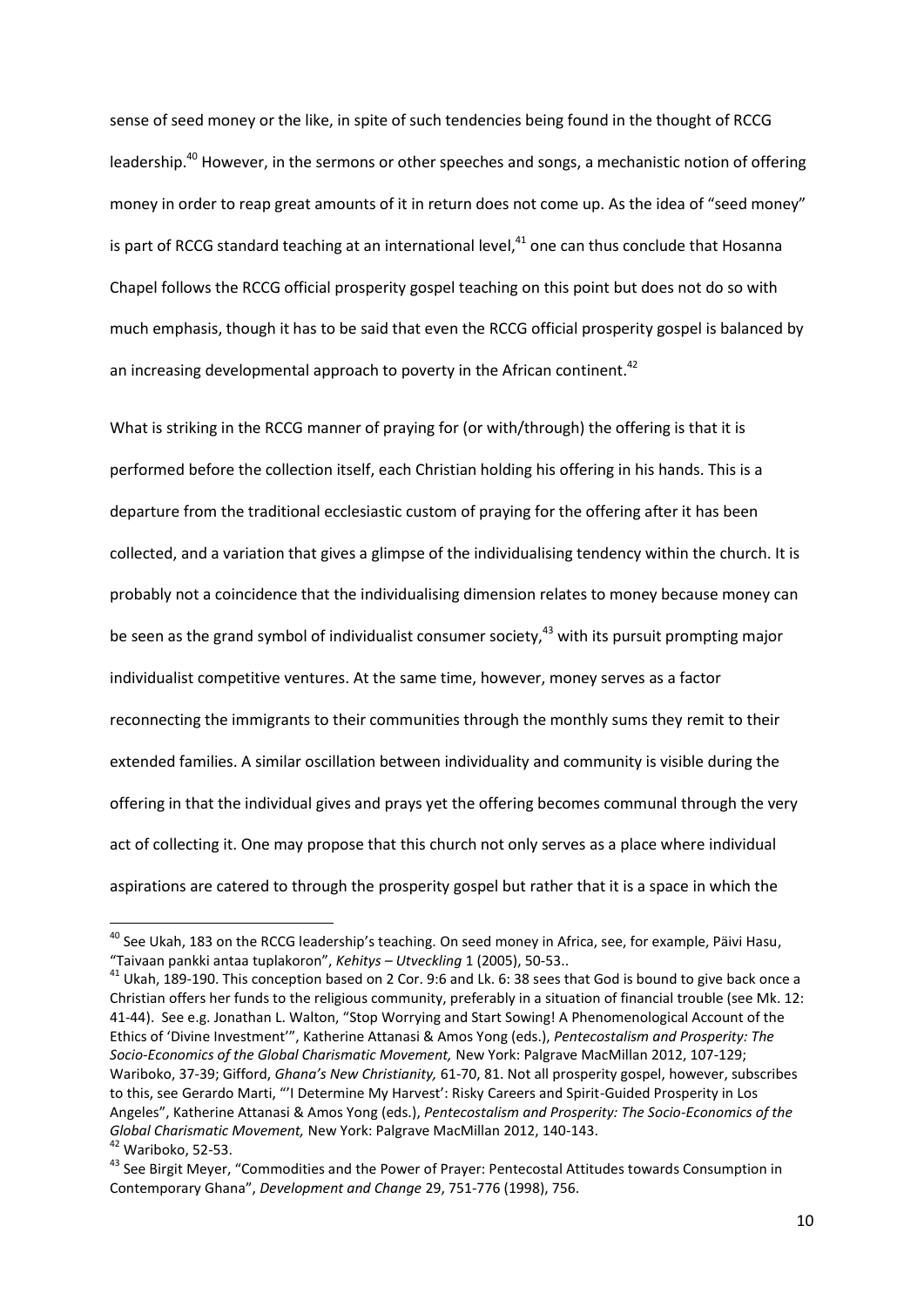sense of seed money or the like, in spite of such tendencies being found in the thought of RCCG leadership.[40] However, in the sermons or other speeches and songs, a mechanistic notion of offering money in order to reap great amounts of it in return does not come up. As the idea of "seed money" is part of RCCG standard teaching at an international level,[41] one can thus conclude that Hosanna Chapel follows the RCCG official prosperity gospel teaching on this point but does not do so with much emphasis, though it has to be said that even the RCCG official prosperity gospel is balanced by an increasing developmental approach to poverty in the African continent.[42]

What is striking in the RCCG manner of praying for (or with/through) the offering is that it is performed before the collection itself, each Christian holding his offering in his hands. This is a departure from the traditional ecclesiastic custom of praying for the offering after it has been collected, and a variation that gives a glimpse of the individualising tendency within the church. It is probably not a coincidence that the individualising dimension relates to money because money can be seen as the grand symbol of individualist consumer society,[43] with its pursuit prompting major individualist competitive ventures. At the same time, however, money serves as a factor reconnecting the immigrants to their communities through the monthly sums they remit to their extended families. A similar oscillation between individuality and community is visible during the offering in that the individual gives and prays yet the offering becomes communal through the very act of collecting it. One may propose that this church not only serves as a place where individual aspirations are catered to through the prosperity gospel but rather that it is a space in which the

---

[40] See Ukah, 183 on the RCCG leadership's teaching. On seed money in Africa, see, for example, Päivi Hasu, "Taivaan pankki antaa tuplakoron", *Kehitys – Utveckling* 1 (2005), 50-53..

[41] Ukah, 189-190. This conception based on 2 Cor. 9:6 and Lk. 6: 38 sees that God is bound to give back once a Christian offers her funds to the religious community, preferably in a situation of financial trouble (see Mk. 12: 41-44). See e.g. Jonathan L. Walton, "Stop Worrying and Start Sowing! A Phenomenological Account of the Ethics of 'Divine Investment'", Katherine Attanasi & Amos Yong (eds.), *Pentecostalism and Prosperity: The Socio-Economics of the Global Charismatic Movement,* New York: Palgrave MacMillan 2012, 107-129; Wariboko, 37-39; Gifford, *Ghana's New Christianity,* 61-70, 81. Not all prosperity gospel, however, subscribes to this, see Gerardo Marti, "'I Determine My Harvest': Risky Careers and Spirit-Guided Prosperity in Los Angeles", Katherine Attanasi & Amos Yong (eds.), *Pentecostalism and Prosperity: The Socio-Economics of the Global Charismatic Movement,* New York: Palgrave MacMillan 2012, 140-143.

[42] Wariboko, 52-53.

[43] See Birgit Meyer, "Commodities and the Power of Prayer: Pentecostal Attitudes towards Consumption in Contemporary Ghana", *Development and Change* 29, 751-776 (1998), 756.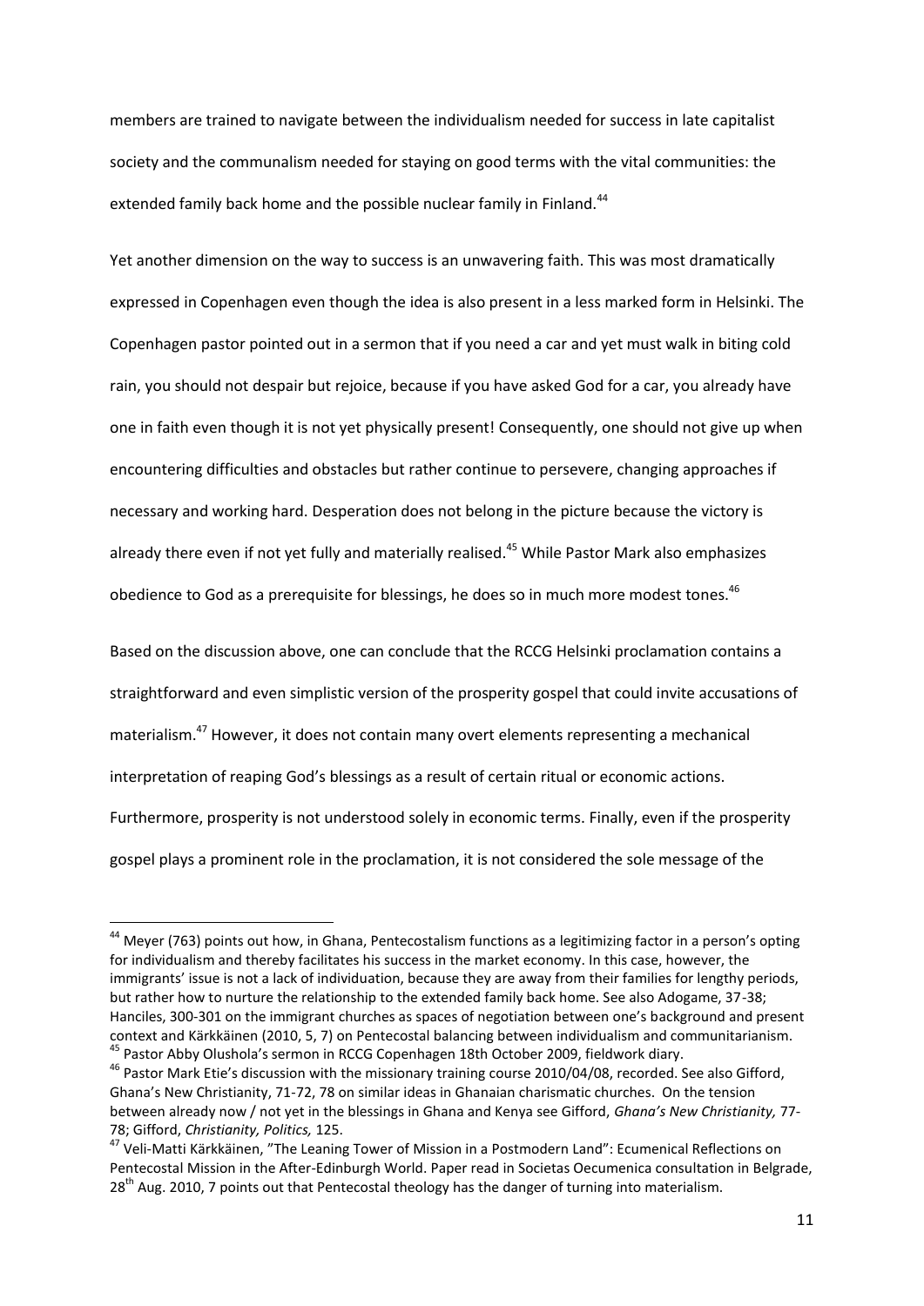members are trained to navigate between the individualism needed for success in late capitalist society and the communalism needed for staying on good terms with the vital communities: the extended family back home and the possible nuclear family in Finland.[44]

Yet another dimension on the way to success is an unwavering faith. This was most dramatically expressed in Copenhagen even though the idea is also present in a less marked form in Helsinki. The Copenhagen pastor pointed out in a sermon that if you need a car and yet must walk in biting cold rain, you should not despair but rejoice, because if you have asked God for a car, you already have one in faith even though it is not yet physically present! Consequently, one should not give up when encountering difficulties and obstacles but rather continue to persevere, changing approaches if necessary and working hard. Desperation does not belong in the picture because the victory is already there even if not yet fully and materially realised.[45] While Pastor Mark also emphasizes obedience to God as a prerequisite for blessings, he does so in much more modest tones.[46]

Based on the discussion above, one can conclude that the RCCG Helsinki proclamation contains a straightforward and even simplistic version of the prosperity gospel that could invite accusations of materialism.[47] However, it does not contain many overt elements representing a mechanical interpretation of reaping God's blessings as a result of certain ritual or economic actions. Furthermore, prosperity is not understood solely in economic terms. Finally, even if the prosperity gospel plays a prominent role in the proclamation, it is not considered the sole message of the

---

[44] Meyer (763) points out how, in Ghana, Pentecostalism functions as a legitimizing factor in a person's opting for individualism and thereby facilitates his success in the market economy. In this case, however, the immigrants' issue is not a lack of individuation, because they are away from their families for lengthy periods, but rather how to nurture the relationship to the extended family back home. See also Adogame, 37-38; Hanciles, 300-301 on the immigrant churches as spaces of negotiation between one's background and present context and Kärkkäinen (2010, 5, 7) on Pentecostal balancing between individualism and communitarianism.

[45] Pastor Abby Olushola's sermon in RCCG Copenhagen 18th October 2009, fieldwork diary.

[46] Pastor Mark Etie's discussion with the missionary training course 2010/04/08, recorded. See also Gifford, Ghana's New Christianity, 71-72, 78 on similar ideas in Ghanaian charismatic churches. On the tension between already now / not yet in the blessings in Ghana and Kenya see Gifford, *Ghana's New Christianity,* 77-78; Gifford, *Christianity, Politics,* 125.

[47] Veli-Matti Kärkkäinen, "The Leaning Tower of Mission in a Postmodern Land": Ecumenical Reflections on Pentecostal Mission in the After-Edinburgh World. Paper read in Societas Oecumenica consultation in Belgrade, 28th Aug. 2010, 7 points out that Pentecostal theology has the danger of turning into materialism.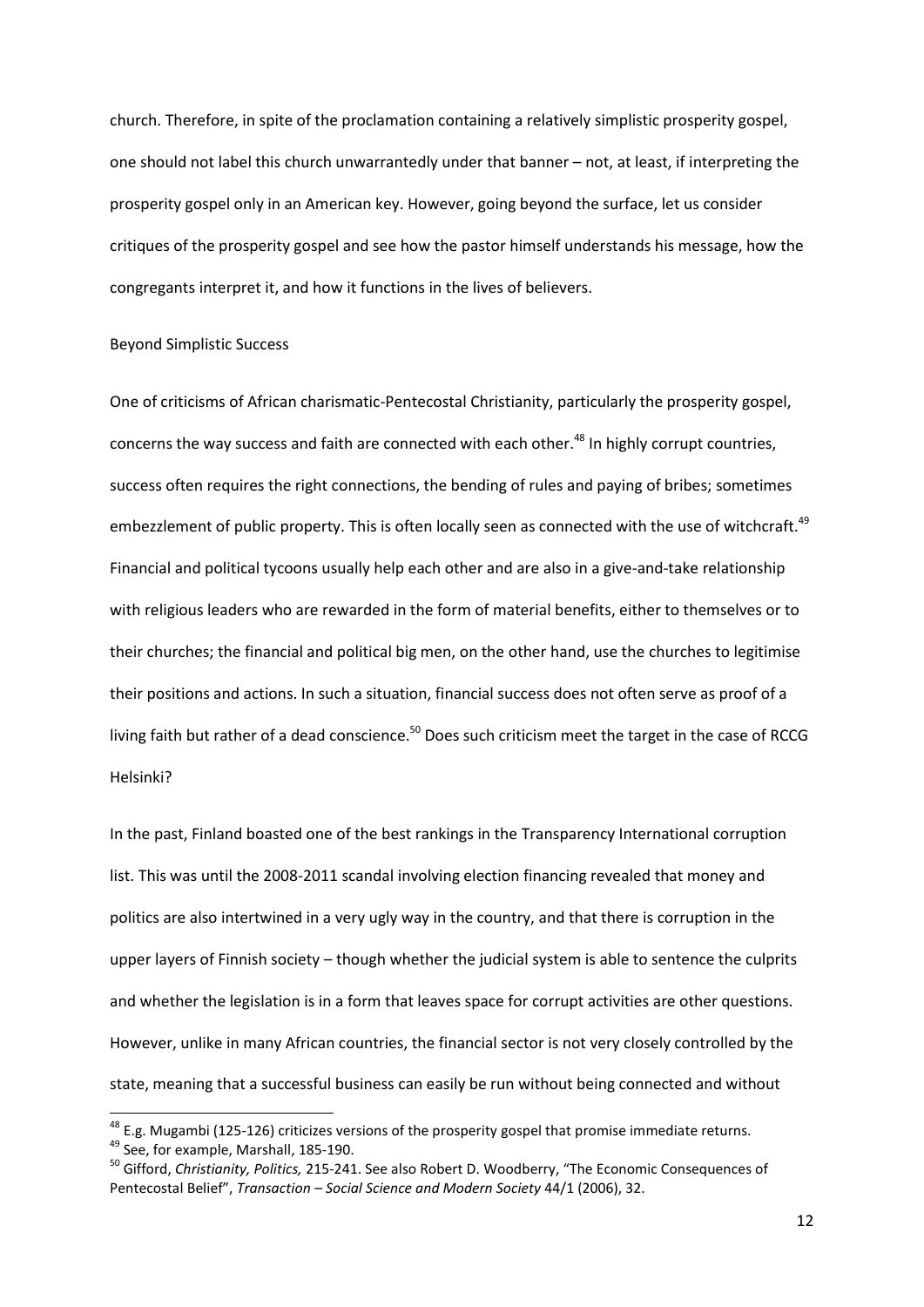church. Therefore, in spite of the proclamation containing a relatively simplistic prosperity gospel, one should not label this church unwarrantedly under that banner – not, at least, if interpreting the prosperity gospel only in an American key. However, going beyond the surface, let us consider critiques of the prosperity gospel and see how the pastor himself understands his message, how the congregants interpret it, and how it functions in the lives of believers.

## Beyond Simplistic Success

One of criticisms of African charismatic-Pentecostal Christianity, particularly the prosperity gospel, concerns the way success and faith are connected with each other.[48] In highly corrupt countries, success often requires the right connections, the bending of rules and paying of bribes; sometimes embezzlement of public property. This is often locally seen as connected with the use of witchcraft.[49] Financial and political tycoons usually help each other and are also in a give-and-take relationship with religious leaders who are rewarded in the form of material benefits, either to themselves or to their churches; the financial and political big men, on the other hand, use the churches to legitimise their positions and actions. In such a situation, financial success does not often serve as proof of a living faith but rather of a dead conscience.[50] Does such criticism meet the target in the case of RCCG Helsinki?

In the past, Finland boasted one of the best rankings in the Transparency International corruption list. This was until the 2008-2011 scandal involving election financing revealed that money and politics are also intertwined in a very ugly way in the country, and that there is corruption in the upper layers of Finnish society – though whether the judicial system is able to sentence the culprits and whether the legislation is in a form that leaves space for corrupt activities are other questions. However, unlike in many African countries, the financial sector is not very closely controlled by the state, meaning that a successful business can easily be run without being connected and without

---

[48] E.g. Mugambi (125-126) criticizes versions of the prosperity gospel that promise immediate returns.

[49] See, for example, Marshall, 185-190.

[50] Gifford, *Christianity, Politics,* 215-241. See also Robert D. Woodberry, "The Economic Consequences of Pentecostal Belief", *Transaction – Social Science and Modern Society* 44/1 (2006), 32.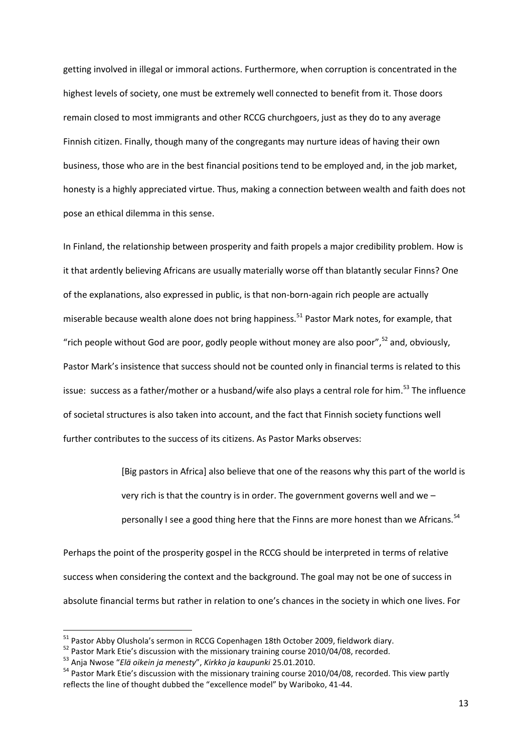getting involved in illegal or immoral actions. Furthermore, when corruption is concentrated in the highest levels of society, one must be extremely well connected to benefit from it. Those doors remain closed to most immigrants and other RCCG churchgoers, just as they do to any average Finnish citizen. Finally, though many of the congregants may nurture ideas of having their own business, those who are in the best financial positions tend to be employed and, in the job market, honesty is a highly appreciated virtue. Thus, making a connection between wealth and faith does not pose an ethical dilemma in this sense.

In Finland, the relationship between prosperity and faith propels a major credibility problem. How is it that ardently believing Africans are usually materially worse off than blatantly secular Finns? One of the explanations, also expressed in public, is that non-born-again rich people are actually miserable because wealth alone does not bring happiness.[51] Pastor Mark notes, for example, that "rich people without God are poor, godly people without money are also poor",[52] and, obviously, Pastor Mark's insistence that success should not be counted only in financial terms is related to this issue: success as a father/mother or a husband/wife also plays a central role for him.[53] The influence of societal structures is also taken into account, and the fact that Finnish society functions well further contributes to the success of its citizens. As Pastor Marks observes:

> [Big pastors in Africa] also believe that one of the reasons why this part of the world is very rich is that the country is in order. The government governs well and we – personally I see a good thing here that the Finns are more honest than we Africans.[54]

Perhaps the point of the prosperity gospel in the RCCG should be interpreted in terms of relative success when considering the context and the background. The goal may not be one of success in absolute financial terms but rather in relation to one's chances in the society in which one lives. For

---

[51] Pastor Abby Olushola's sermon in RCCG Copenhagen 18th October 2009, fieldwork diary.

[52] Pastor Mark Etie's discussion with the missionary training course 2010/04/08, recorded.

[53] Anja Nwose "*Elä oikein ja menesty*", *Kirkko ja kaupunki* 25.01.2010.

[54] Pastor Mark Etie's discussion with the missionary training course 2010/04/08, recorded. This view partly reflects the line of thought dubbed the "excellence model" by Wariboko, 41-44.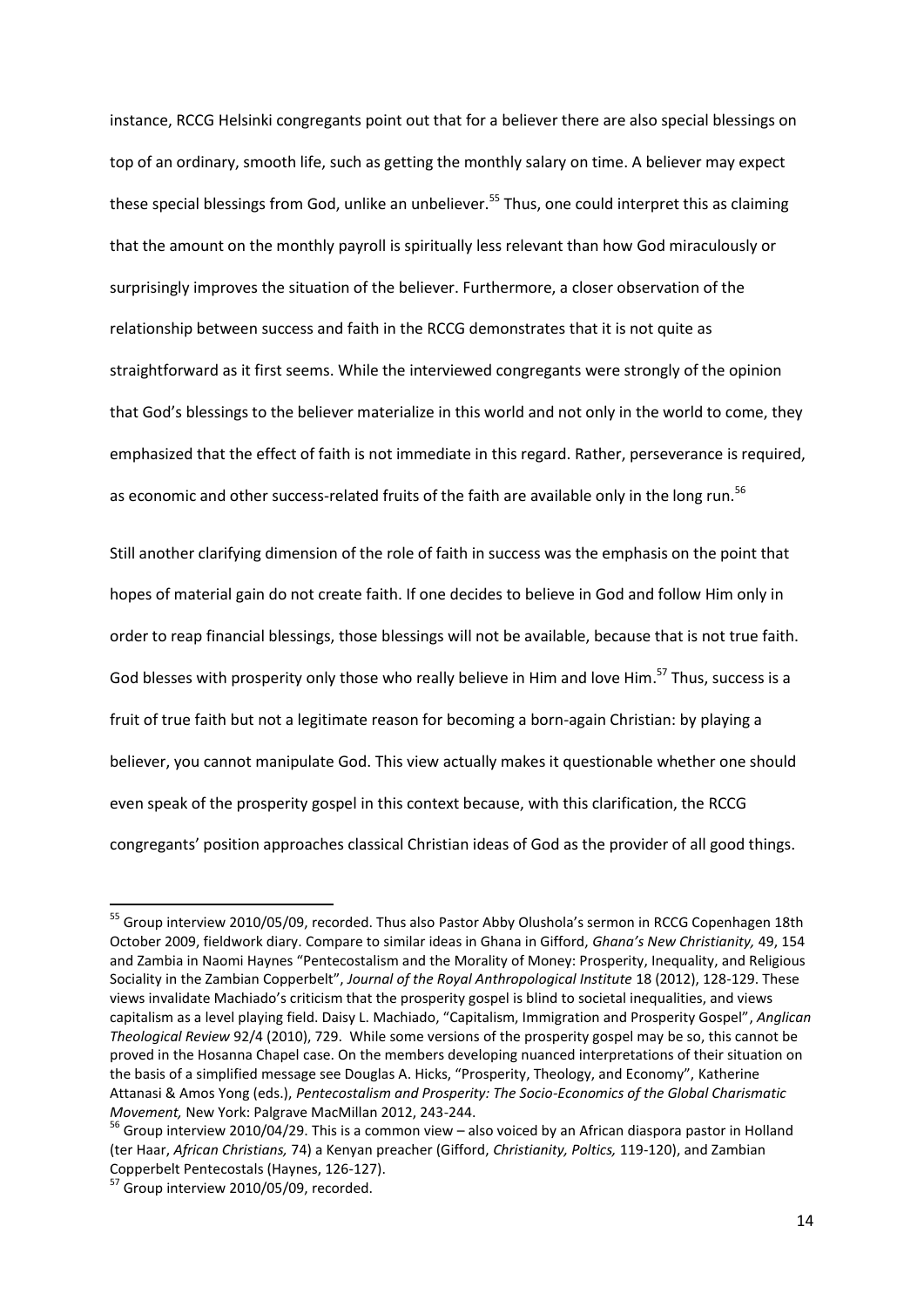instance, RCCG Helsinki congregants point out that for a believer there are also special blessings on top of an ordinary, smooth life, such as getting the monthly salary on time. A believer may expect these special blessings from God, unlike an unbeliever.[55] Thus, one could interpret this as claiming that the amount on the monthly payroll is spiritually less relevant than how God miraculously or surprisingly improves the situation of the believer. Furthermore, a closer observation of the relationship between success and faith in the RCCG demonstrates that it is not quite as straightforward as it first seems. While the interviewed congregants were strongly of the opinion that God's blessings to the believer materialize in this world and not only in the world to come, they emphasized that the effect of faith is not immediate in this regard. Rather, perseverance is required, as economic and other success-related fruits of the faith are available only in the long run.[56]

Still another clarifying dimension of the role of faith in success was the emphasis on the point that hopes of material gain do not create faith. If one decides to believe in God and follow Him only in order to reap financial blessings, those blessings will not be available, because that is not true faith. God blesses with prosperity only those who really believe in Him and love Him.[57] Thus, success is a fruit of true faith but not a legitimate reason for becoming a born-again Christian: by playing a believer, you cannot manipulate God. This view actually makes it questionable whether one should even speak of the prosperity gospel in this context because, with this clarification, the RCCG congregants' position approaches classical Christian ideas of God as the provider of all good things.

---

[55] Group interview 2010/05/09, recorded. Thus also Pastor Abby Olushola's sermon in RCCG Copenhagen 18th October 2009, fieldwork diary. Compare to similar ideas in Ghana in Gifford, *Ghana's New Christianity,* 49, 154 and Zambia in Naomi Haynes "Pentecostalism and the Morality of Money: Prosperity, Inequality, and Religious Sociality in the Zambian Copperbelt", *Journal of the Royal Anthropological Institute* 18 (2012), 128-129. These views invalidate Machiado's criticism that the prosperity gospel is blind to societal inequalities, and views capitalism as a level playing field. Daisy L. Machiado, "Capitalism, Immigration and Prosperity Gospel", *Anglican Theological Review* 92/4 (2010), 729. While some versions of the prosperity gospel may be so, this cannot be proved in the Hosanna Chapel case. On the members developing nuanced interpretations of their situation on the basis of a simplified message see Douglas A. Hicks, "Prosperity, Theology, and Economy", Katherine Attanasi & Amos Yong (eds.), *Pentecostalism and Prosperity: The Socio-Economics of the Global Charismatic Movement,* New York: Palgrave MacMillan 2012, 243-244.

[56] Group interview 2010/04/29. This is a common view – also voiced by an African diaspora pastor in Holland (ter Haar, *African Christians,* 74) a Kenyan preacher (Gifford, *Christianity, Poltics,* 119-120), and Zambian Copperbelt Pentecostals (Haynes, 126-127).

[57] Group interview 2010/05/09, recorded.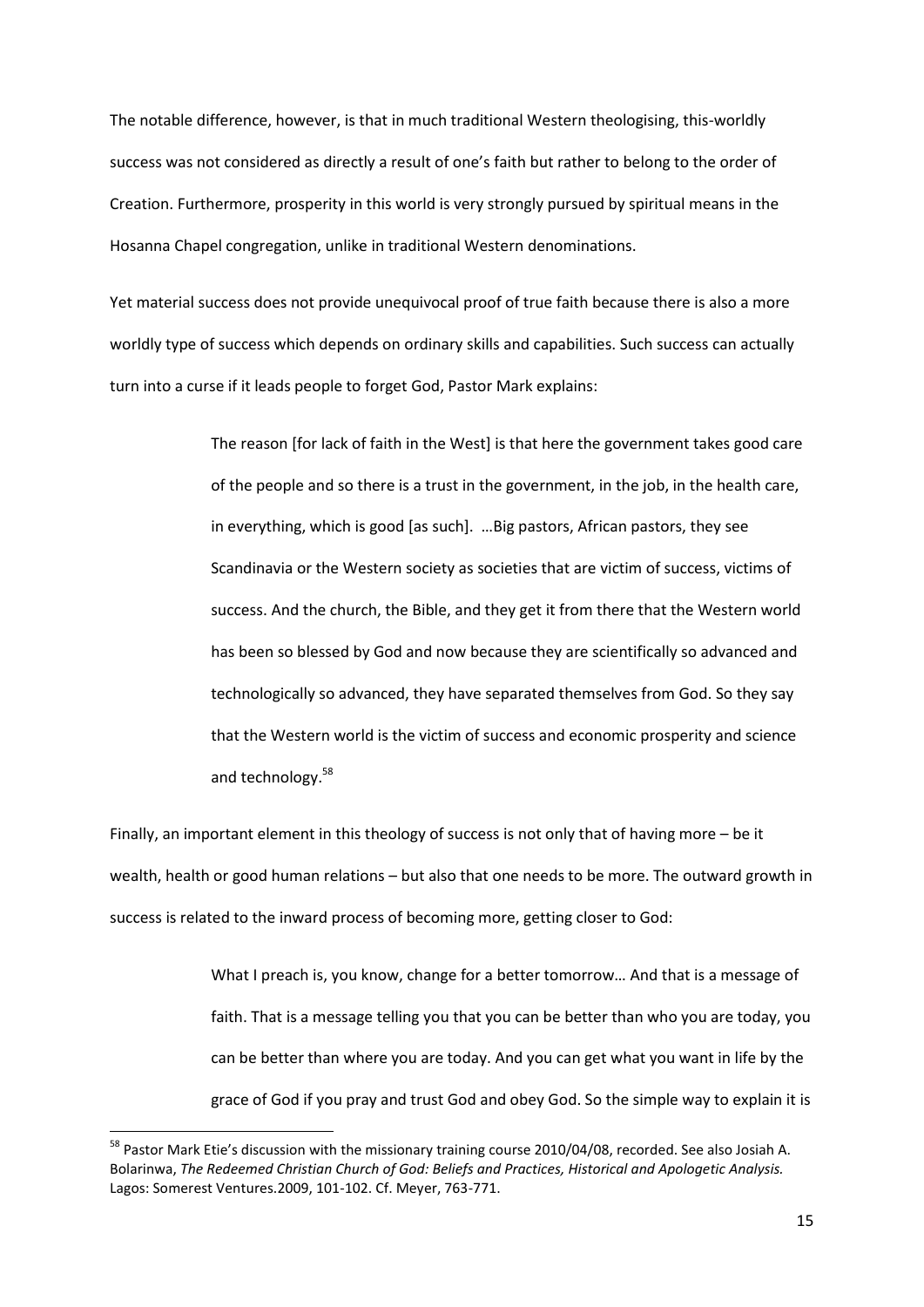The notable difference, however, is that in much traditional Western theologising, this-worldly success was not considered as directly a result of one's faith but rather to belong to the order of Creation. Furthermore, prosperity in this world is very strongly pursued by spiritual means in the Hosanna Chapel congregation, unlike in traditional Western denominations.

Yet material success does not provide unequivocal proof of true faith because there is also a more worldly type of success which depends on ordinary skills and capabilities. Such success can actually turn into a curse if it leads people to forget God, Pastor Mark explains:

> The reason [for lack of faith in the West] is that here the government takes good care of the people and so there is a trust in the government, in the job, in the health care, in everything, which is good [as such]. …Big pastors, African pastors, they see Scandinavia or the Western society as societies that are victim of success, victims of success. And the church, the Bible, and they get it from there that the Western world has been so blessed by God and now because they are scientifically so advanced and technologically so advanced, they have separated themselves from God. So they say that the Western world is the victim of success and economic prosperity and science and technology.[58]

Finally, an important element in this theology of success is not only that of having more – be it wealth, health or good human relations – but also that one needs to be more. The outward growth in success is related to the inward process of becoming more, getting closer to God:

> What I preach is, you know, change for a better tomorrow… And that is a message of faith. That is a message telling you that you can be better than who you are today, you can be better than where you are today. And you can get what you want in life by the grace of God if you pray and trust God and obey God. So the simple way to explain it is

---

[58] Pastor Mark Etie's discussion with the missionary training course 2010/04/08, recorded. See also Josiah A. Bolarinwa, *The Redeemed Christian Church of God: Beliefs and Practices, Historical and Apologetic Analysis.* Lagos: Somerest Ventures.2009, 101-102. Cf. Meyer, 763-771.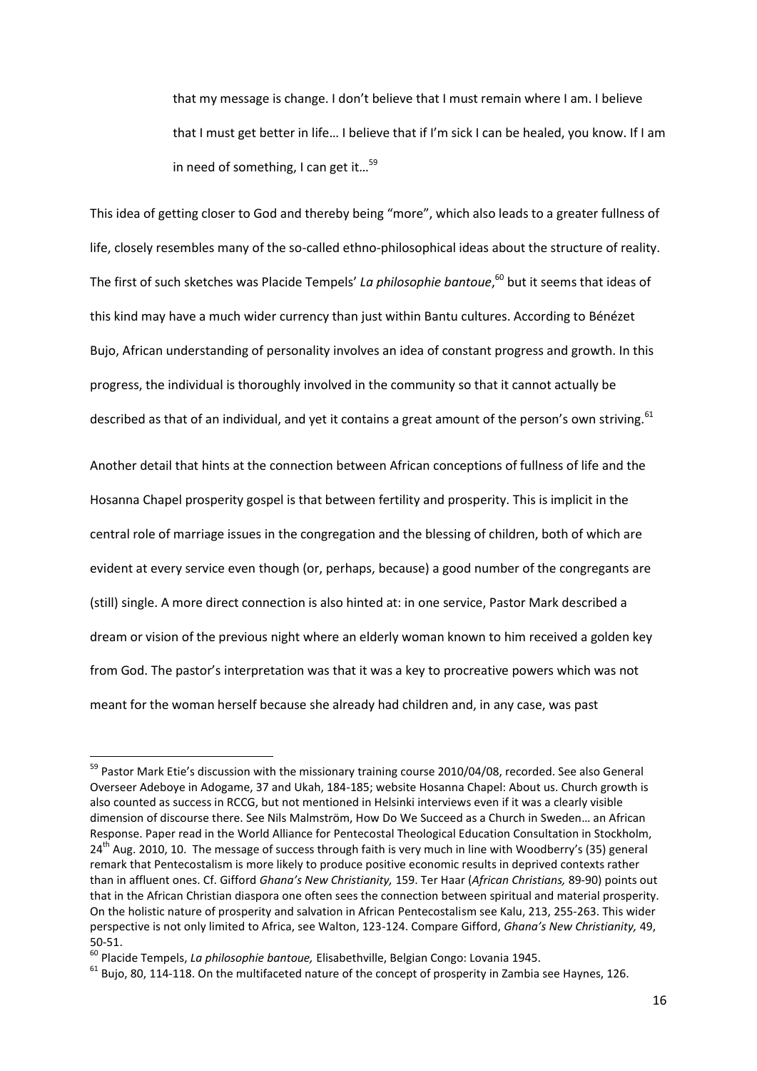> that my message is change. I don't believe that I must remain where I am. I believe that I must get better in life… I believe that if I'm sick I can be healed, you know. If I am in need of something, I can get it…[59]

This idea of getting closer to God and thereby being "more", which also leads to a greater fullness of life, closely resembles many of the so-called ethno-philosophical ideas about the structure of reality. The first of such sketches was Placide Tempels' *La philosophie bantoue*,[60] but it seems that ideas of this kind may have a much wider currency than just within Bantu cultures. According to Bénézet Bujo, African understanding of personality involves an idea of constant progress and growth. In this progress, the individual is thoroughly involved in the community so that it cannot actually be described as that of an individual, and yet it contains a great amount of the person's own striving.[61]

Another detail that hints at the connection between African conceptions of fullness of life and the Hosanna Chapel prosperity gospel is that between fertility and prosperity. This is implicit in the central role of marriage issues in the congregation and the blessing of children, both of which are evident at every service even though (or, perhaps, because) a good number of the congregants are (still) single. A more direct connection is also hinted at: in one service, Pastor Mark described a dream or vision of the previous night where an elderly woman known to him received a golden key from God. The pastor's interpretation was that it was a key to procreative powers which was not meant for the woman herself because she already had children and, in any case, was past

---

[59] Pastor Mark Etie's discussion with the missionary training course 2010/04/08, recorded. See also General Overseer Adeboye in Adogame, 37 and Ukah, 184-185; website Hosanna Chapel: About us. Church growth is also counted as success in RCCG, but not mentioned in Helsinki interviews even if it was a clearly visible dimension of discourse there. See Nils Malmström, How Do We Succeed as a Church in Sweden… an African Response. Paper read in the World Alliance for Pentecostal Theological Education Consultation in Stockholm, 24th Aug. 2010, 10. The message of success through faith is very much in line with Woodberry's (35) general remark that Pentecostalism is more likely to produce positive economic results in deprived contexts rather than in affluent ones. Cf. Gifford *Ghana's New Christianity,* 159. Ter Haar (*African Christians,* 89-90) points out that in the African Christian diaspora one often sees the connection between spiritual and material prosperity. On the holistic nature of prosperity and salvation in African Pentecostalism see Kalu, 213, 255-263. This wider perspective is not only limited to Africa, see Walton, 123-124. Compare Gifford, *Ghana's New Christianity,* 49, 50-51.

[60] Placide Tempels, *La philosophie bantoue,* Elisabethville, Belgian Congo: Lovania 1945.

[61] Bujo, 80, 114-118. On the multifaceted nature of the concept of prosperity in Zambia see Haynes, 126.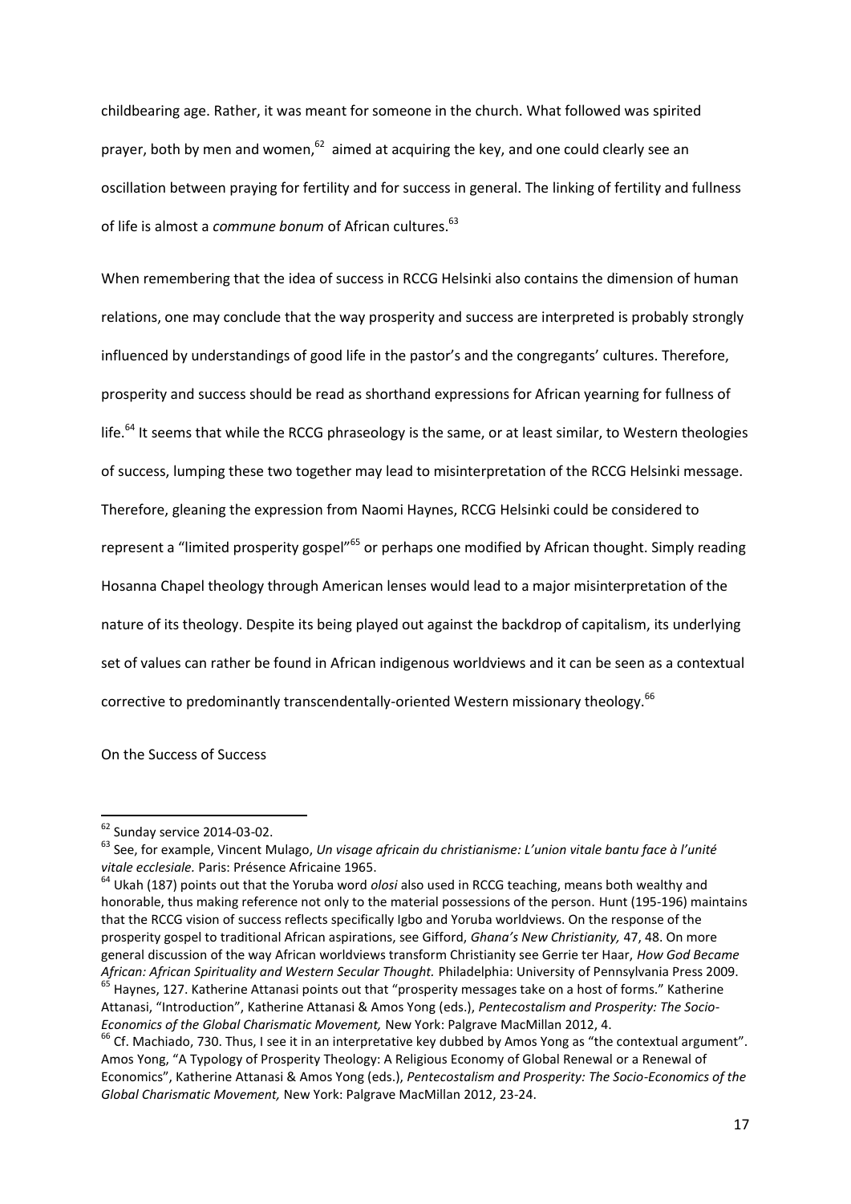childbearing age. Rather, it was meant for someone in the church. What followed was spirited prayer, both by men and women,[62] aimed at acquiring the key, and one could clearly see an oscillation between praying for fertility and for success in general. The linking of fertility and fullness of life is almost a *commune bonum* of African cultures.[63]

When remembering that the idea of success in RCCG Helsinki also contains the dimension of human relations, one may conclude that the way prosperity and success are interpreted is probably strongly influenced by understandings of good life in the pastor's and the congregants' cultures. Therefore, prosperity and success should be read as shorthand expressions for African yearning for fullness of life.[64] It seems that while the RCCG phraseology is the same, or at least similar, to Western theologies of success, lumping these two together may lead to misinterpretation of the RCCG Helsinki message. Therefore, gleaning the expression from Naomi Haynes, RCCG Helsinki could be considered to represent a "limited prosperity gospel"[65] or perhaps one modified by African thought. Simply reading Hosanna Chapel theology through American lenses would lead to a major misinterpretation of the nature of its theology. Despite its being played out against the backdrop of capitalism, its underlying set of values can rather be found in African indigenous worldviews and it can be seen as a contextual corrective to predominantly transcendentally-oriented Western missionary theology.[66]

## On the Success of Success

---

[62] Sunday service 2014-03-02.

[63] See, for example, Vincent Mulago, *Un visage africain du christianisme: L'union vitale bantu face à l'unité vitale ecclesiale.* Paris: Présence Africaine 1965.

[64] Ukah (187) points out that the Yoruba word *olosi* also used in RCCG teaching, means both wealthy and honorable, thus making reference not only to the material possessions of the person. Hunt (195-196) maintains that the RCCG vision of success reflects specifically Igbo and Yoruba worldviews. On the response of the prosperity gospel to traditional African aspirations, see Gifford, *Ghana's New Christianity,* 47, 48. On more general discussion of the way African worldviews transform Christianity see Gerrie ter Haar, *How God Became African: African Spirituality and Western Secular Thought.* Philadelphia: University of Pennsylvania Press 2009.

[65] Haynes, 127. Katherine Attanasi points out that "prosperity messages take on a host of forms." Katherine Attanasi, "Introduction", Katherine Attanasi & Amos Yong (eds.), *Pentecostalism and Prosperity: The Socio-Economics of the Global Charismatic Movement,* New York: Palgrave MacMillan 2012, 4.

[66] Cf. Machiado, 730. Thus, I see it in an interpretative key dubbed by Amos Yong as "the contextual argument". Amos Yong, "A Typology of Prosperity Theology: A Religious Economy of Global Renewal or a Renewal of Economics", Katherine Attanasi & Amos Yong (eds.), *Pentecostalism and Prosperity: The Socio-Economics of the Global Charismatic Movement,* New York: Palgrave MacMillan 2012, 23-24.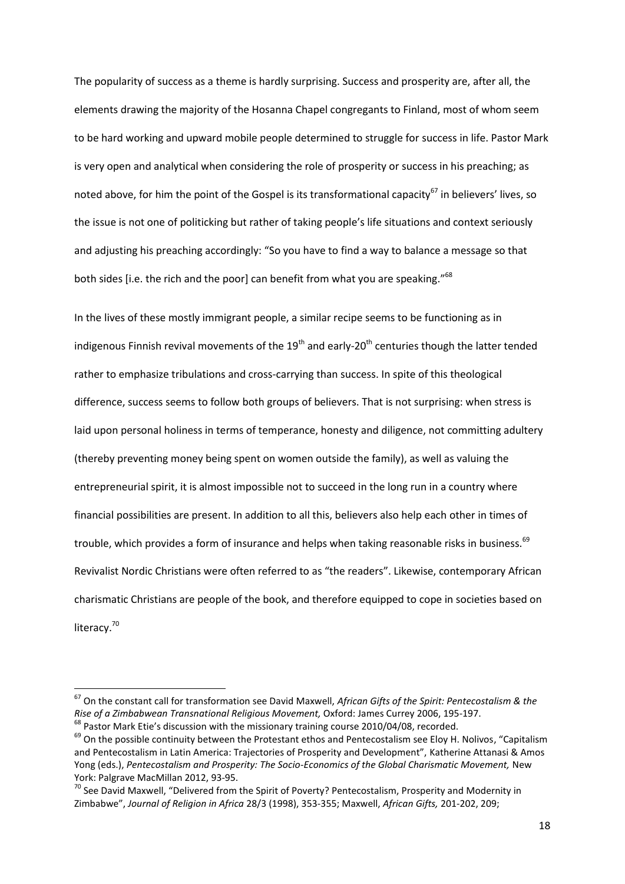The popularity of success as a theme is hardly surprising. Success and prosperity are, after all, the elements drawing the majority of the Hosanna Chapel congregants to Finland, most of whom seem to be hard working and upward mobile people determined to struggle for success in life. Pastor Mark is very open and analytical when considering the role of prosperity or success in his preaching; as noted above, for him the point of the Gospel is its transformational capacity[67] in believers' lives, so the issue is not one of politicking but rather of taking people's life situations and context seriously and adjusting his preaching accordingly: "So you have to find a way to balance a message so that both sides [i.e. the rich and the poor] can benefit from what you are speaking."[68]

In the lives of these mostly immigrant people, a similar recipe seems to be functioning as in indigenous Finnish revival movements of the 19th and early-20th centuries though the latter tended rather to emphasize tribulations and cross-carrying than success. In spite of this theological difference, success seems to follow both groups of believers. That is not surprising: when stress is laid upon personal holiness in terms of temperance, honesty and diligence, not committing adultery (thereby preventing money being spent on women outside the family), as well as valuing the entrepreneurial spirit, it is almost impossible not to succeed in the long run in a country where financial possibilities are present. In addition to all this, believers also help each other in times of trouble, which provides a form of insurance and helps when taking reasonable risks in business.[69] Revivalist Nordic Christians were often referred to as "the readers". Likewise, contemporary African charismatic Christians are people of the book, and therefore equipped to cope in societies based on literacy.[70]

---

[67] On the constant call for transformation see David Maxwell, *African Gifts of the Spirit: Pentecostalism & the Rise of a Zimbabwean Transnational Religious Movement,* Oxford: James Currey 2006, 195-197.

[68] Pastor Mark Etie's discussion with the missionary training course 2010/04/08, recorded.

[69] On the possible continuity between the Protestant ethos and Pentecostalism see Eloy H. Nolivos, "Capitalism and Pentecostalism in Latin America: Trajectories of Prosperity and Development", Katherine Attanasi & Amos Yong (eds.), *Pentecostalism and Prosperity: The Socio-Economics of the Global Charismatic Movement,* New York: Palgrave MacMillan 2012, 93-95.

[70] See David Maxwell, "Delivered from the Spirit of Poverty? Pentecostalism, Prosperity and Modernity in Zimbabwe", *Journal of Religion in Africa* 28/3 (1998), 353-355; Maxwell, *African Gifts,* 201-202, 209;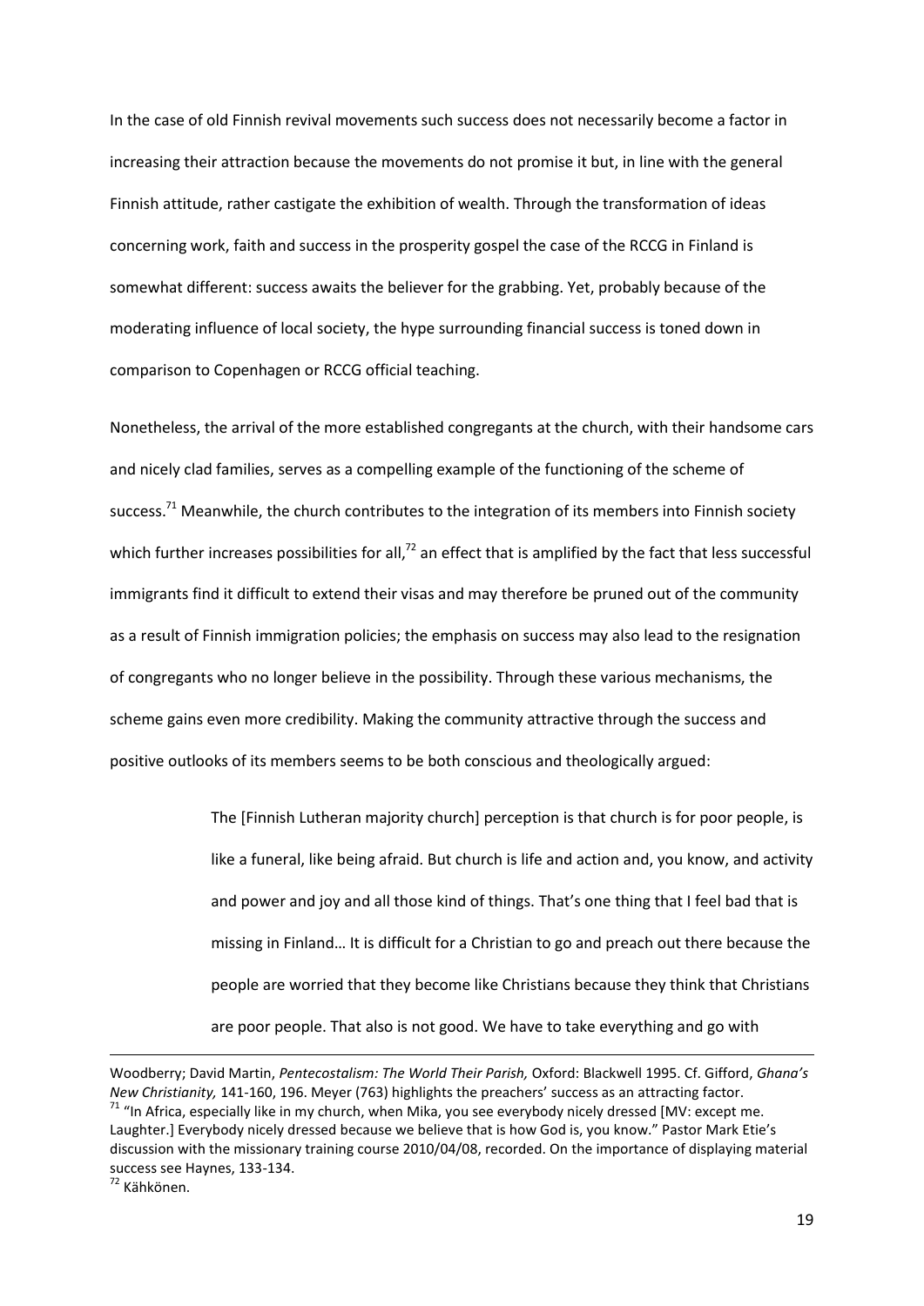In the case of old Finnish revival movements such success does not necessarily become a factor in increasing their attraction because the movements do not promise it but, in line with the general Finnish attitude, rather castigate the exhibition of wealth. Through the transformation of ideas concerning work, faith and success in the prosperity gospel the case of the RCCG in Finland is somewhat different: success awaits the believer for the grabbing. Yet, probably because of the moderating influence of local society, the hype surrounding financial success is toned down in comparison to Copenhagen or RCCG official teaching.

Nonetheless, the arrival of the more established congregants at the church, with their handsome cars and nicely clad families, serves as a compelling example of the functioning of the scheme of success.[71] Meanwhile, the church contributes to the integration of its members into Finnish society which further increases possibilities for all,[72] an effect that is amplified by the fact that less successful immigrants find it difficult to extend their visas and may therefore be pruned out of the community as a result of Finnish immigration policies; the emphasis on success may also lead to the resignation of congregants who no longer believe in the possibility. Through these various mechanisms, the scheme gains even more credibility. Making the community attractive through the success and positive outlooks of its members seems to be both conscious and theologically argued:

> The [Finnish Lutheran majority church] perception is that church is for poor people, is like a funeral, like being afraid. But church is life and action and, you know, and activity and power and joy and all those kind of things. That's one thing that I feel bad that is missing in Finland… It is difficult for a Christian to go and preach out there because the people are worried that they become like Christians because they think that Christians are poor people. That also is not good. We have to take everything and go with

---

Woodberry; David Martin, *Pentecostalism: The World Their Parish,* Oxford: Blackwell 1995. Cf. Gifford, *Ghana's New Christianity,* 141-160, 196. Meyer (763) highlights the preachers' success as an attracting factor.

[71] "In Africa, especially like in my church, when Mika, you see everybody nicely dressed [MV: except me. Laughter.] Everybody nicely dressed because we believe that is how God is, you know." Pastor Mark Etie's discussion with the missionary training course 2010/04/08, recorded. On the importance of displaying material success see Haynes, 133-134.

[72] Kähkönen.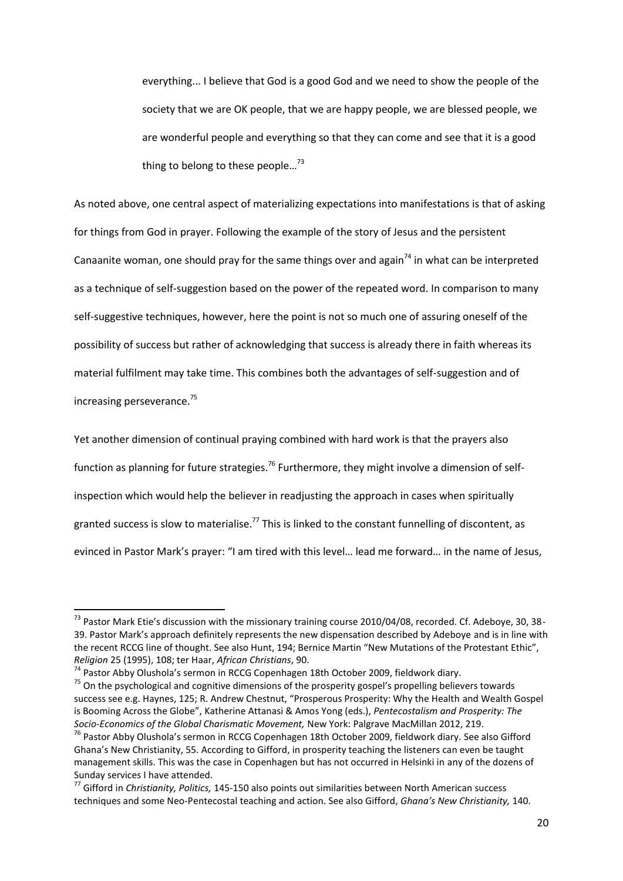> everything... I believe that God is a good God and we need to show the people of the society that we are OK people, that we are happy people, we are blessed people, we are wonderful people and everything so that they can come and see that it is a good thing to belong to these people…[73]

As noted above, one central aspect of materializing expectations into manifestations is that of asking for things from God in prayer. Following the example of the story of Jesus and the persistent Canaanite woman, one should pray for the same things over and again[74] in what can be interpreted as a technique of self-suggestion based on the power of the repeated word. In comparison to many self-suggestive techniques, however, here the point is not so much one of assuring oneself of the possibility of success but rather of acknowledging that success is already there in faith whereas its material fulfilment may take time. This combines both the advantages of self-suggestion and of increasing perseverance.[75]

Yet another dimension of continual praying combined with hard work is that the prayers also function as planning for future strategies.[76] Furthermore, they might involve a dimension of self-inspection which would help the believer in readjusting the approach in cases when spiritually granted success is slow to materialise.[77] This is linked to the constant funnelling of discontent, as evinced in Pastor Mark's prayer: "I am tired with this level… lead me forward… in the name of Jesus,

---

[73] Pastor Mark Etie's discussion with the missionary training course 2010/04/08, recorded. Cf. Adeboye, 30, 38-39. Pastor Mark's approach definitely represents the new dispensation described by Adeboye and is in line with the recent RCCG line of thought. See also Hunt, 194; Bernice Martin "New Mutations of the Protestant Ethic", *Religion* 25 (1995), 108; ter Haar, *African Christians*, 90.

[74] Pastor Abby Olushola's sermon in RCCG Copenhagen 18th October 2009, fieldwork diary.

[75] On the psychological and cognitive dimensions of the prosperity gospel's propelling believers towards success see e.g. Haynes, 125; R. Andrew Chestnut, "Prosperous Prosperity: Why the Health and Wealth Gospel is Booming Across the Globe", Katherine Attanasi & Amos Yong (eds.), *Pentecostalism and Prosperity: The Socio-Economics of the Global Charismatic Movement,* New York: Palgrave MacMillan 2012, 219.

[76] Pastor Abby Olushola's sermon in RCCG Copenhagen 18th October 2009, fieldwork diary. See also Gifford Ghana's New Christianity, 55. According to Gifford, in prosperity teaching the listeners can even be taught management skills. This was the case in Copenhagen but has not occurred in Helsinki in any of the dozens of Sunday services I have attended.

[77] Gifford in *Christianity, Politics,* 145-150 also points out similarities between North American success techniques and some Neo-Pentecostal teaching and action. See also Gifford, *Ghana's New Christianity,* 140.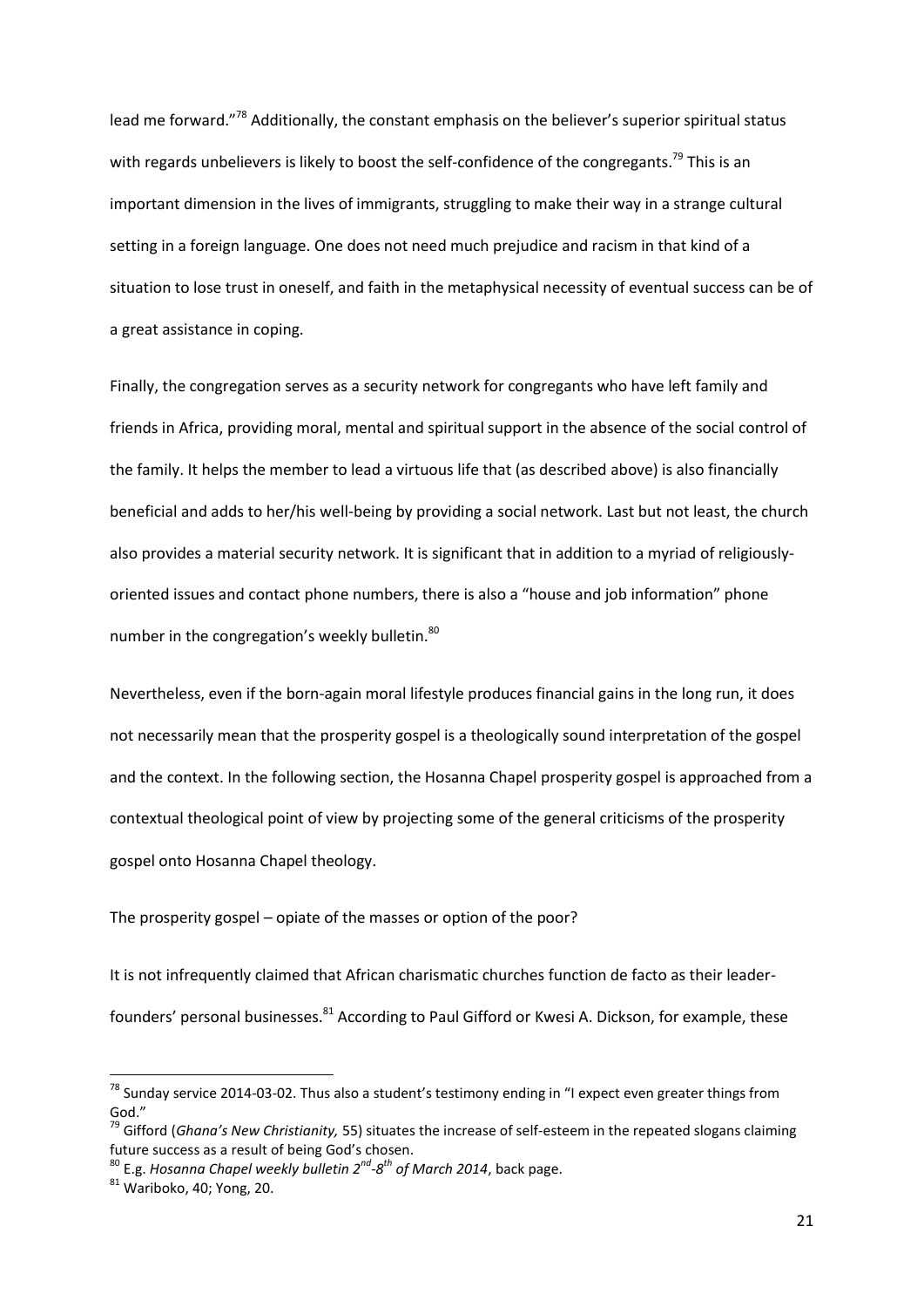lead me forward."[78] Additionally, the constant emphasis on the believer's superior spiritual status with regards unbelievers is likely to boost the self-confidence of the congregants.[79] This is an important dimension in the lives of immigrants, struggling to make their way in a strange cultural setting in a foreign language. One does not need much prejudice and racism in that kind of a situation to lose trust in oneself, and faith in the metaphysical necessity of eventual success can be of a great assistance in coping.

Finally, the congregation serves as a security network for congregants who have left family and friends in Africa, providing moral, mental and spiritual support in the absence of the social control of the family. It helps the member to lead a virtuous life that (as described above) is also financially beneficial and adds to her/his well-being by providing a social network. Last but not least, the church also provides a material security network. It is significant that in addition to a myriad of religiously-oriented issues and contact phone numbers, there is also a "house and job information" phone number in the congregation's weekly bulletin.[80]

Nevertheless, even if the born-again moral lifestyle produces financial gains in the long run, it does not necessarily mean that the prosperity gospel is a theologically sound interpretation of the gospel and the context. In the following section, the Hosanna Chapel prosperity gospel is approached from a contextual theological point of view by projecting some of the general criticisms of the prosperity gospel onto Hosanna Chapel theology.

## The prosperity gospel – opiate of the masses or option of the poor?

It is not infrequently claimed that African charismatic churches function de facto as their leader-founders' personal businesses.[81] According to Paul Gifford or Kwesi A. Dickson, for example, these

---

[78] Sunday service 2014-03-02. Thus also a student's testimony ending in "I expect even greater things from God."

[79] Gifford (*Ghana's New Christianity,* 55) situates the increase of self-esteem in the repeated slogans claiming future success as a result of being God's chosen.

[80] E.g. *Hosanna Chapel weekly bulletin 2nd-8th of March 2014*, back page.

[81] Wariboko, 40; Yong, 20.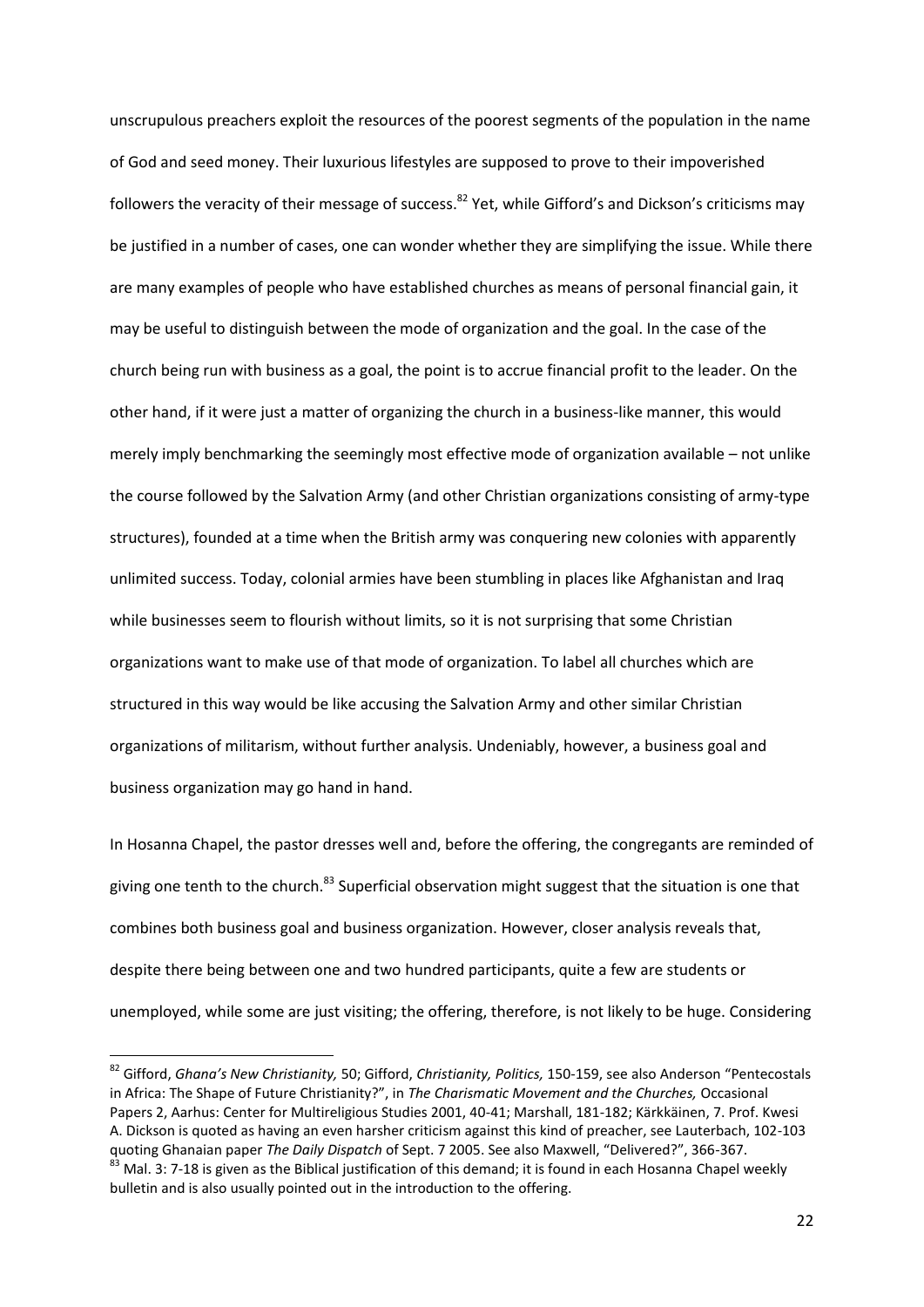unscrupulous preachers exploit the resources of the poorest segments of the population in the name of God and seed money. Their luxurious lifestyles are supposed to prove to their impoverished followers the veracity of their message of success.[82] Yet, while Gifford's and Dickson's criticisms may be justified in a number of cases, one can wonder whether they are simplifying the issue. While there are many examples of people who have established churches as means of personal financial gain, it may be useful to distinguish between the mode of organization and the goal. In the case of the church being run with business as a goal, the point is to accrue financial profit to the leader. On the other hand, if it were just a matter of organizing the church in a business-like manner, this would merely imply benchmarking the seemingly most effective mode of organization available – not unlike the course followed by the Salvation Army (and other Christian organizations consisting of army-type structures), founded at a time when the British army was conquering new colonies with apparently unlimited success. Today, colonial armies have been stumbling in places like Afghanistan and Iraq while businesses seem to flourish without limits, so it is not surprising that some Christian organizations want to make use of that mode of organization. To label all churches which are structured in this way would be like accusing the Salvation Army and other similar Christian organizations of militarism, without further analysis. Undeniably, however, a business goal and business organization may go hand in hand.

In Hosanna Chapel, the pastor dresses well and, before the offering, the congregants are reminded of giving one tenth to the church.[83] Superficial observation might suggest that the situation is one that combines both business goal and business organization. However, closer analysis reveals that, despite there being between one and two hundred participants, quite a few are students or unemployed, while some are just visiting; the offering, therefore, is not likely to be huge. Considering

---

[82] Gifford, *Ghana's New Christianity,* 50; Gifford, *Christianity, Politics,* 150-159, see also Anderson "Pentecostals in Africa: The Shape of Future Christianity?", in *The Charismatic Movement and the Churches,* Occasional Papers 2, Aarhus: Center for Multireligious Studies 2001, 40-41; Marshall, 181-182; Kärkkäinen, 7. Prof. Kwesi A. Dickson is quoted as having an even harsher criticism against this kind of preacher, see Lauterbach, 102-103 quoting Ghanaian paper *The Daily Dispatch* of Sept. 7 2005. See also Maxwell, "Delivered?", 366-367.

[83] Mal. 3: 7-18 is given as the Biblical justification of this demand; it is found in each Hosanna Chapel weekly bulletin and is also usually pointed out in the introduction to the offering.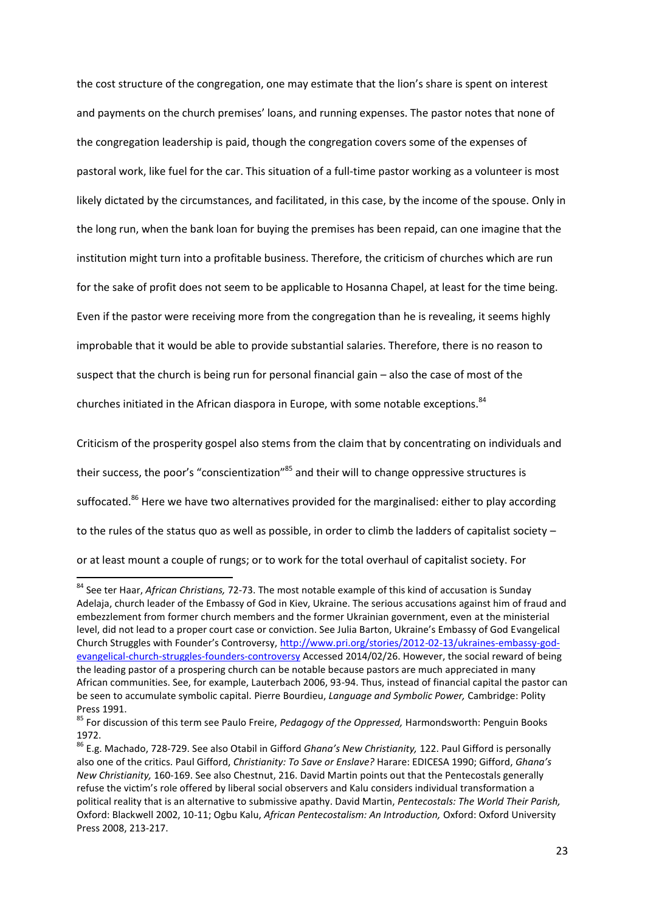the cost structure of the congregation, one may estimate that the lion's share is spent on interest and payments on the church premises' loans, and running expenses. The pastor notes that none of the congregation leadership is paid, though the congregation covers some of the expenses of pastoral work, like fuel for the car. This situation of a full-time pastor working as a volunteer is most likely dictated by the circumstances, and facilitated, in this case, by the income of the spouse. Only in the long run, when the bank loan for buying the premises has been repaid, can one imagine that the institution might turn into a profitable business. Therefore, the criticism of churches which are run for the sake of profit does not seem to be applicable to Hosanna Chapel, at least for the time being. Even if the pastor were receiving more from the congregation than he is revealing, it seems highly improbable that it would be able to provide substantial salaries. Therefore, there is no reason to suspect that the church is being run for personal financial gain – also the case of most of the churches initiated in the African diaspora in Europe, with some notable exceptions.[84]

Criticism of the prosperity gospel also stems from the claim that by concentrating on individuals and their success, the poor's "conscientization"[85] and their will to change oppressive structures is suffocated.[86] Here we have two alternatives provided for the marginalised: either to play according to the rules of the status quo as well as possible, in order to climb the ladders of capitalist society – or at least mount a couple of rungs; or to work for the total overhaul of capitalist society. For

---

[84] See ter Haar, *African Christians,* 72-73. The most notable example of this kind of accusation is Sunday Adelaja, church leader of the Embassy of God in Kiev, Ukraine. The serious accusations against him of fraud and embezzlement from former church members and the former Ukrainian government, even at the ministerial level, did not lead to a proper court case or conviction. See Julia Barton, Ukraine's Embassy of God Evangelical Church Struggles with Founder's Controversy, http://www.pri.org/stories/2012-02-13/ukraines-embassy-god-evangelical-church-struggles-founders-controversy Accessed 2014/02/26. However, the social reward of being the leading pastor of a prospering church can be notable because pastors are much appreciated in many African communities. See, for example, Lauterbach 2006, 93-94. Thus, instead of financial capital the pastor can be seen to accumulate symbolic capital. Pierre Bourdieu, *Language and Symbolic Power,* Cambridge: Polity Press 1991.

[85] For discussion of this term see Paulo Freire, *Pedagogy of the Oppressed,* Harmondsworth: Penguin Books 1972.

[86] E.g. Machado, 728-729. See also Otabil in Gifford *Ghana's New Christianity,* 122. Paul Gifford is personally also one of the critics. Paul Gifford, *Christianity: To Save or Enslave?* Harare: EDICESA 1990; Gifford, *Ghana's New Christianity,* 160-169. See also Chestnut, 216. David Martin points out that the Pentecostals generally refuse the victim's role offered by liberal social observers and Kalu considers individual transformation a political reality that is an alternative to submissive apathy. David Martin, *Pentecostals: The World Their Parish,* Oxford: Blackwell 2002, 10-11; Ogbu Kalu, *African Pentecostalism: An Introduction,* Oxford: Oxford University Press 2008, 213-217.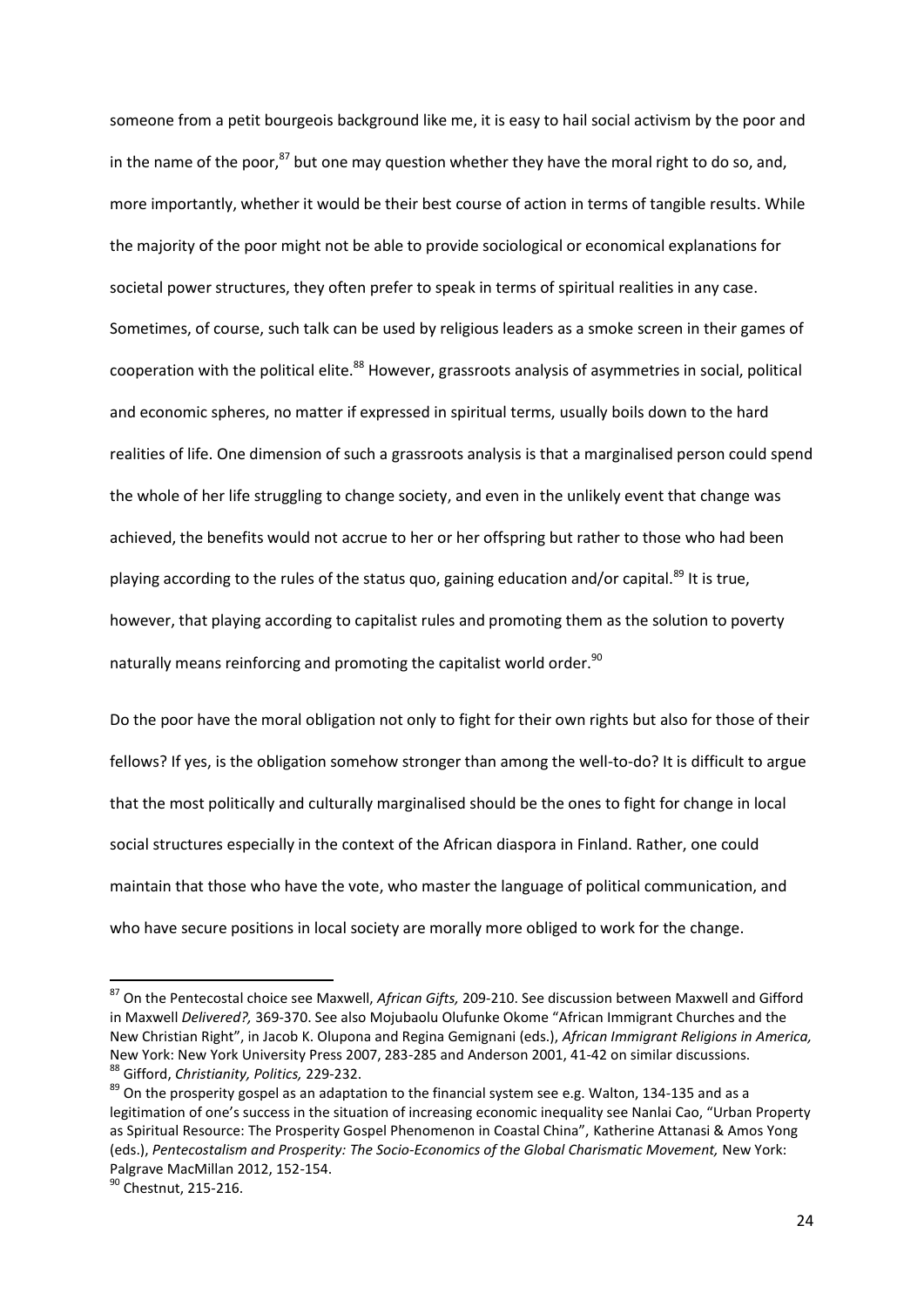someone from a petit bourgeois background like me, it is easy to hail social activism by the poor and in the name of the poor,[87] but one may question whether they have the moral right to do so, and, more importantly, whether it would be their best course of action in terms of tangible results. While the majority of the poor might not be able to provide sociological or economical explanations for societal power structures, they often prefer to speak in terms of spiritual realities in any case. Sometimes, of course, such talk can be used by religious leaders as a smoke screen in their games of cooperation with the political elite.[88] However, grassroots analysis of asymmetries in social, political and economic spheres, no matter if expressed in spiritual terms, usually boils down to the hard realities of life. One dimension of such a grassroots analysis is that a marginalised person could spend the whole of her life struggling to change society, and even in the unlikely event that change was achieved, the benefits would not accrue to her or her offspring but rather to those who had been playing according to the rules of the status quo, gaining education and/or capital.[89] It is true, however, that playing according to capitalist rules and promoting them as the solution to poverty naturally means reinforcing and promoting the capitalist world order.[90]

Do the poor have the moral obligation not only to fight for their own rights but also for those of their fellows? If yes, is the obligation somehow stronger than among the well-to-do? It is difficult to argue that the most politically and culturally marginalised should be the ones to fight for change in local social structures especially in the context of the African diaspora in Finland. Rather, one could maintain that those who have the vote, who master the language of political communication, and who have secure positions in local society are morally more obliged to work for the change.

---

[87] On the Pentecostal choice see Maxwell, *African Gifts,* 209-210. See discussion between Maxwell and Gifford in Maxwell *Delivered?,* 369-370. See also Mojubaolu Olufunke Okome "African Immigrant Churches and the New Christian Right", in Jacob K. Olupona and Regina Gemignani (eds.), *African Immigrant Religions in America,* New York: New York University Press 2007, 283-285 and Anderson 2001, 41-42 on similar discussions.

[88] Gifford, *Christianity, Politics,* 229-232.

[89] On the prosperity gospel as an adaptation to the financial system see e.g. Walton, 134-135 and as a legitimation of one's success in the situation of increasing economic inequality see Nanlai Cao, "Urban Property as Spiritual Resource: The Prosperity Gospel Phenomenon in Coastal China", Katherine Attanasi & Amos Yong (eds.), *Pentecostalism and Prosperity: The Socio-Economics of the Global Charismatic Movement,* New York: Palgrave MacMillan 2012, 152-154.

[90] Chestnut, 215-216.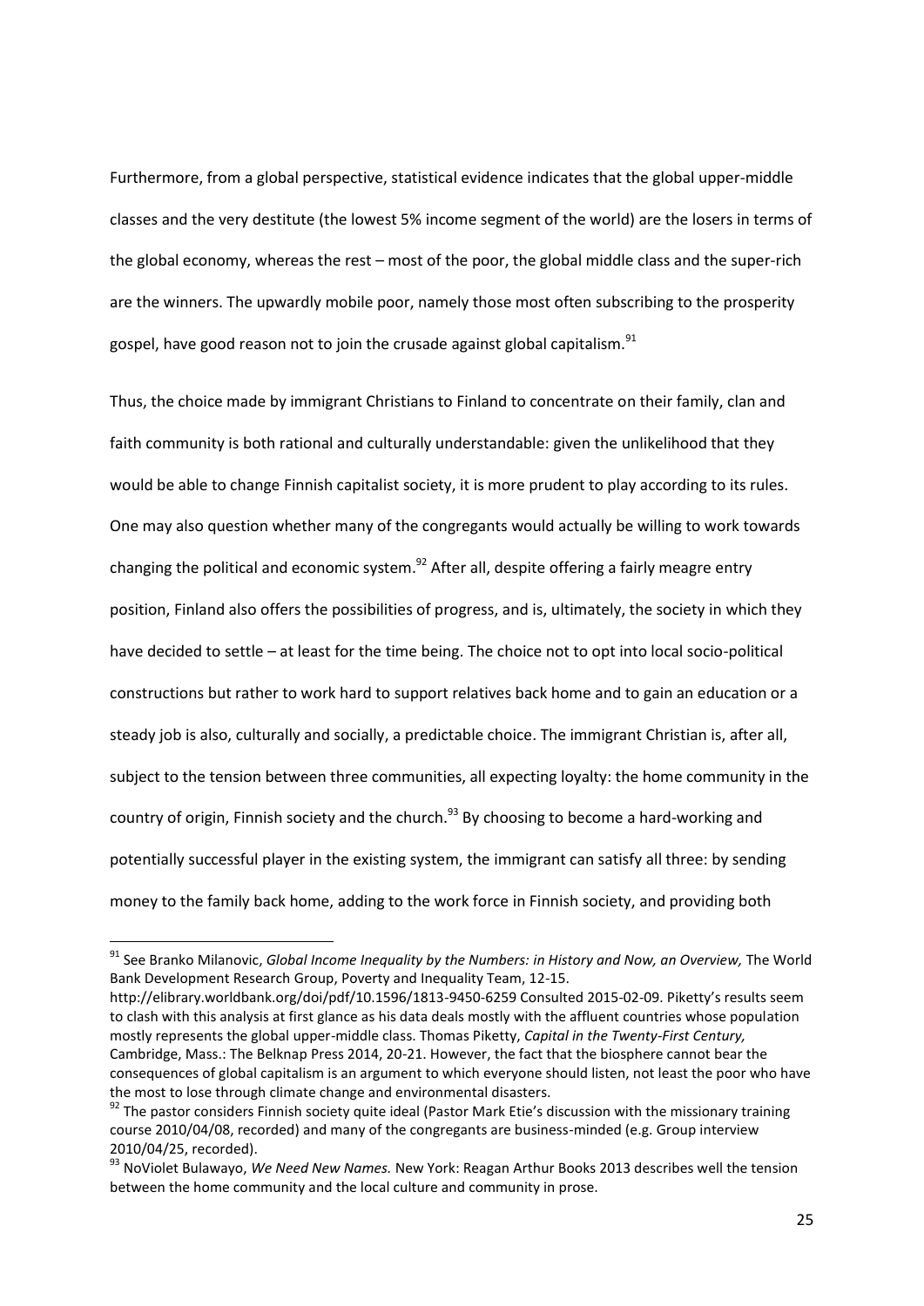Furthermore, from a global perspective, statistical evidence indicates that the global upper-middle classes and the very destitute (the lowest 5% income segment of the world) are the losers in terms of the global economy, whereas the rest – most of the poor, the global middle class and the super-rich are the winners. The upwardly mobile poor, namely those most often subscribing to the prosperity gospel, have good reason not to join the crusade against global capitalism.[91]

Thus, the choice made by immigrant Christians to Finland to concentrate on their family, clan and faith community is both rational and culturally understandable: given the unlikelihood that they would be able to change Finnish capitalist society, it is more prudent to play according to its rules. One may also question whether many of the congregants would actually be willing to work towards changing the political and economic system.[92] After all, despite offering a fairly meagre entry position, Finland also offers the possibilities of progress, and is, ultimately, the society in which they have decided to settle – at least for the time being. The choice not to opt into local socio-political constructions but rather to work hard to support relatives back home and to gain an education or a steady job is also, culturally and socially, a predictable choice. The immigrant Christian is, after all, subject to the tension between three communities, all expecting loyalty: the home community in the country of origin, Finnish society and the church.[93] By choosing to become a hard-working and potentially successful player in the existing system, the immigrant can satisfy all three: by sending money to the family back home, adding to the work force in Finnish society, and providing both

---

[91] See Branko Milanovic, *Global Income Inequality by the Numbers: in History and Now, an Overview,* The World Bank Development Research Group, Poverty and Inequality Team, 12-15. http://elibrary.worldbank.org/doi/pdf/10.1596/1813-9450-6259 Consulted 2015-02-09. Piketty's results seem to clash with this analysis at first glance as his data deals mostly with the affluent countries whose population mostly represents the global upper-middle class. Thomas Piketty, *Capital in the Twenty-First Century,* Cambridge, Mass.: The Belknap Press 2014, 20-21. However, the fact that the biosphere cannot bear the consequences of global capitalism is an argument to which everyone should listen, not least the poor who have the most to lose through climate change and environmental disasters.

[92] The pastor considers Finnish society quite ideal (Pastor Mark Etie's discussion with the missionary training course 2010/04/08, recorded) and many of the congregants are business-minded (e.g. Group interview 2010/04/25, recorded).

[93] NoViolet Bulawayo, *We Need New Names.* New York: Reagan Arthur Books 2013 describes well the tension between the home community and the local culture and community in prose.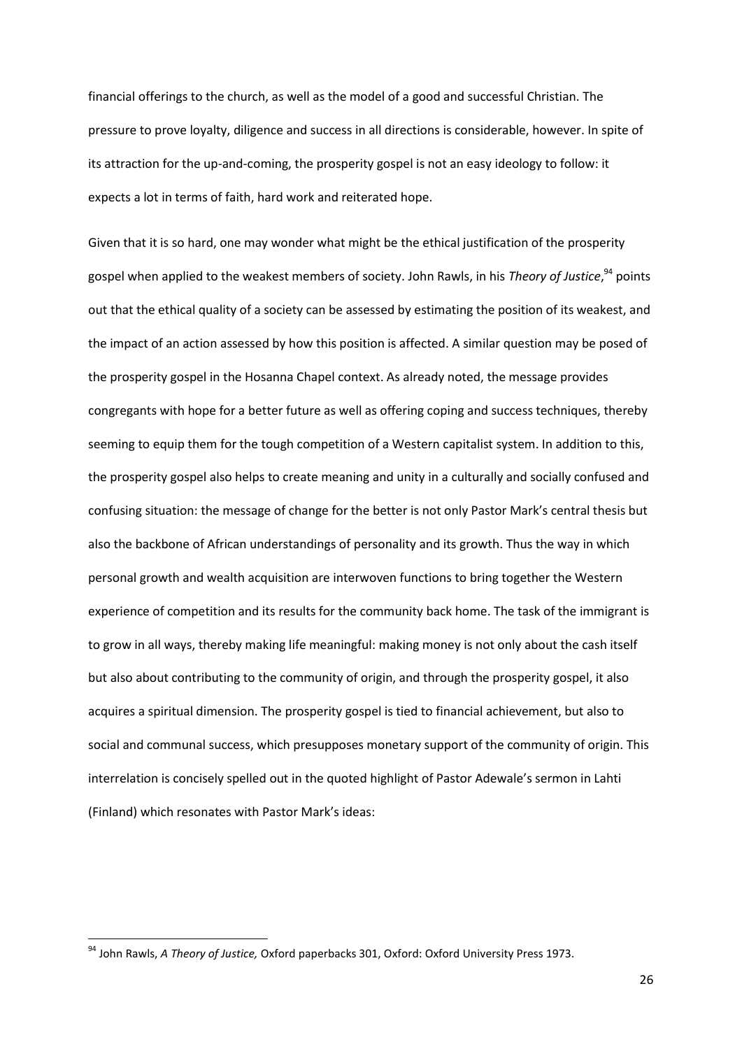financial offerings to the church, as well as the model of a good and successful Christian. The pressure to prove loyalty, diligence and success in all directions is considerable, however. In spite of its attraction for the up-and-coming, the prosperity gospel is not an easy ideology to follow: it expects a lot in terms of faith, hard work and reiterated hope.

Given that it is so hard, one may wonder what might be the ethical justification of the prosperity gospel when applied to the weakest members of society. John Rawls, in his *Theory of Justice*,[94] points out that the ethical quality of a society can be assessed by estimating the position of its weakest, and the impact of an action assessed by how this position is affected. A similar question may be posed of the prosperity gospel in the Hosanna Chapel context. As already noted, the message provides congregants with hope for a better future as well as offering coping and success techniques, thereby seeming to equip them for the tough competition of a Western capitalist system. In addition to this, the prosperity gospel also helps to create meaning and unity in a culturally and socially confused and confusing situation: the message of change for the better is not only Pastor Mark's central thesis but also the backbone of African understandings of personality and its growth. Thus the way in which personal growth and wealth acquisition are interwoven functions to bring together the Western experience of competition and its results for the community back home. The task of the immigrant is to grow in all ways, thereby making life meaningful: making money is not only about the cash itself but also about contributing to the community of origin, and through the prosperity gospel, it also acquires a spiritual dimension. The prosperity gospel is tied to financial achievement, but also to social and communal success, which presupposes monetary support of the community of origin. This interrelation is concisely spelled out in the quoted highlight of Pastor Adewale's sermon in Lahti (Finland) which resonates with Pastor Mark's ideas:

[94] John Rawls, *A Theory of Justice,* Oxford paperbacks 301, Oxford: Oxford University Press 1973.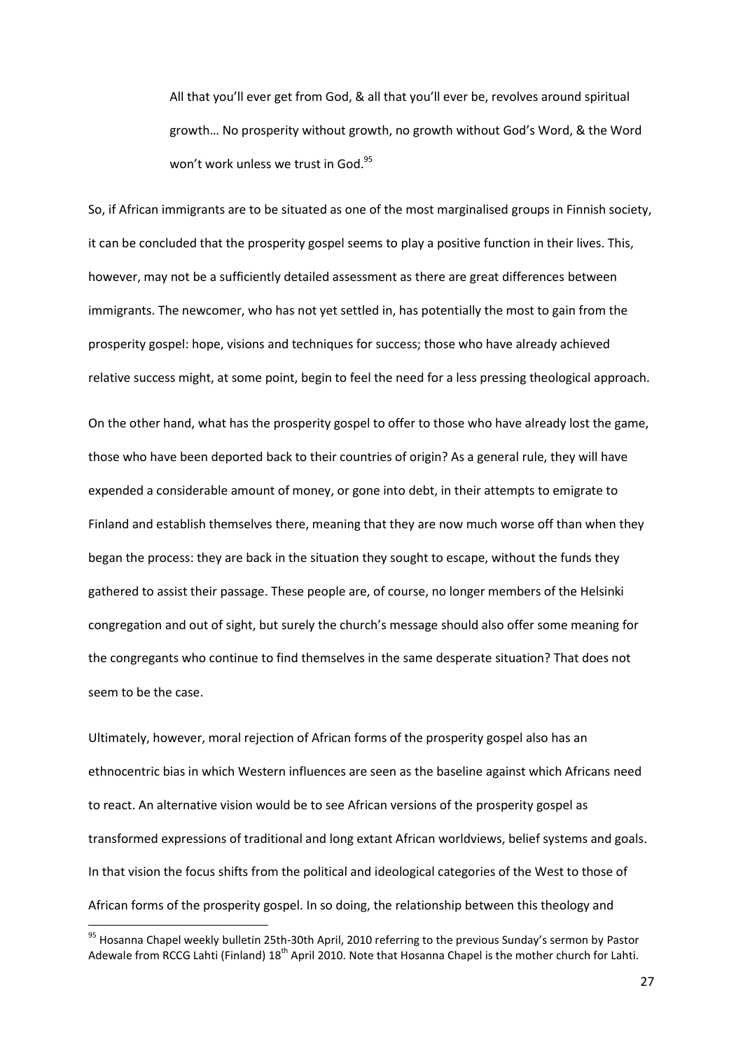> All that you'll ever get from God, & all that you'll ever be, revolves around spiritual growth… No prosperity without growth, no growth without God's Word, & the Word won't work unless we trust in God.[95]

So, if African immigrants are to be situated as one of the most marginalised groups in Finnish society, it can be concluded that the prosperity gospel seems to play a positive function in their lives. This, however, may not be a sufficiently detailed assessment as there are great differences between immigrants. The newcomer, who has not yet settled in, has potentially the most to gain from the prosperity gospel: hope, visions and techniques for success; those who have already achieved relative success might, at some point, begin to feel the need for a less pressing theological approach.

On the other hand, what has the prosperity gospel to offer to those who have already lost the game, those who have been deported back to their countries of origin? As a general rule, they will have expended a considerable amount of money, or gone into debt, in their attempts to emigrate to Finland and establish themselves there, meaning that they are now much worse off than when they began the process: they are back in the situation they sought to escape, without the funds they gathered to assist their passage. These people are, of course, no longer members of the Helsinki congregation and out of sight, but surely the church's message should also offer some meaning for the congregants who continue to find themselves in the same desperate situation? That does not seem to be the case.

Ultimately, however, moral rejection of African forms of the prosperity gospel also has an ethnocentric bias in which Western influences are seen as the baseline against which Africans need to react. An alternative vision would be to see African versions of the prosperity gospel as transformed expressions of traditional and long extant African worldviews, belief systems and goals. In that vision the focus shifts from the political and ideological categories of the West to those of African forms of the prosperity gospel. In so doing, the relationship between this theology and

---

[95] Hosanna Chapel weekly bulletin 25th-30th April, 2010 referring to the previous Sunday's sermon by Pastor Adewale from RCCG Lahti (Finland) 18th April 2010. Note that Hosanna Chapel is the mother church for Lahti.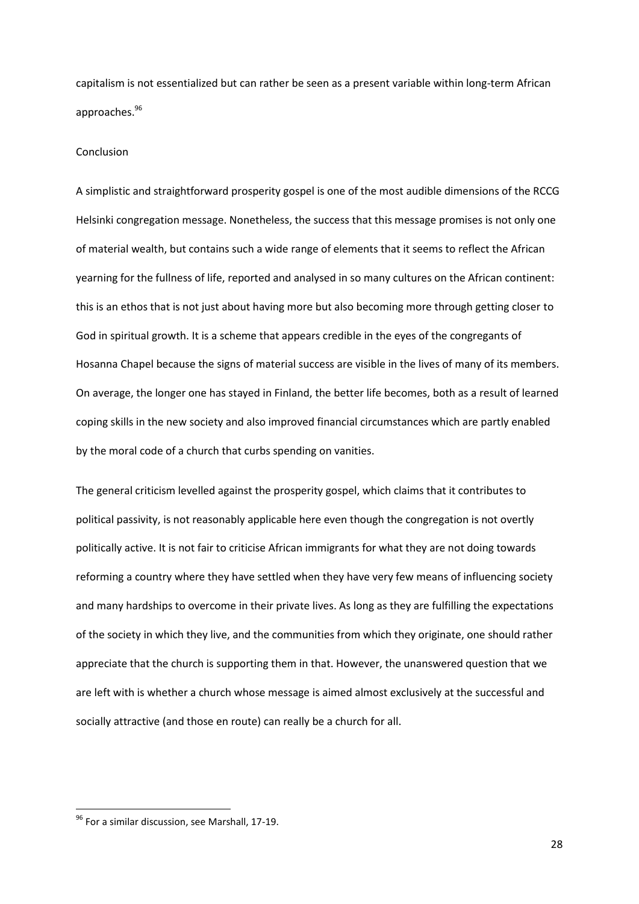capitalism is not essentialized but can rather be seen as a present variable within long-term African approaches.[96]

## Conclusion

A simplistic and straightforward prosperity gospel is one of the most audible dimensions of the RCCG Helsinki congregation message. Nonetheless, the success that this message promises is not only one of material wealth, but contains such a wide range of elements that it seems to reflect the African yearning for the fullness of life, reported and analysed in so many cultures on the African continent: this is an ethos that is not just about having more but also becoming more through getting closer to God in spiritual growth. It is a scheme that appears credible in the eyes of the congregants of Hosanna Chapel because the signs of material success are visible in the lives of many of its members. On average, the longer one has stayed in Finland, the better life becomes, both as a result of learned coping skills in the new society and also improved financial circumstances which are partly enabled by the moral code of a church that curbs spending on vanities.

The general criticism levelled against the prosperity gospel, which claims that it contributes to political passivity, is not reasonably applicable here even though the congregation is not overtly politically active. It is not fair to criticise African immigrants for what they are not doing towards reforming a country where they have settled when they have very few means of influencing society and many hardships to overcome in their private lives. As long as they are fulfilling the expectations of the society in which they live, and the communities from which they originate, one should rather appreciate that the church is supporting them in that. However, the unanswered question that we are left with is whether a church whose message is aimed almost exclusively at the successful and socially attractive (and those en route) can really be a church for all.

[96] For a similar discussion, see Marshall, 17-19.